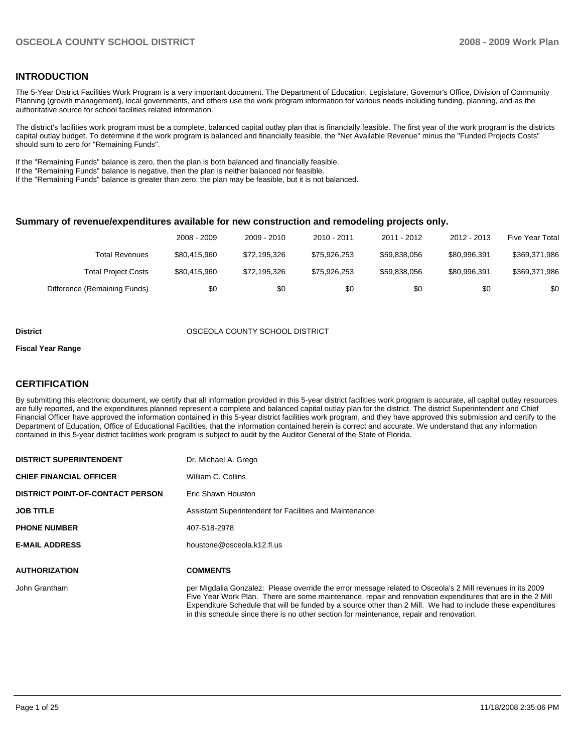## INTRODUCTION

The 5-Year District Facilities Work Program is a very important document. The Department of Education, Legislature, Governor's Office, Division of Community Planning (growth management), local governments, and others use the work program information for various needs including funding, planning, and as the authoritative source for school facilities related information.

The district's facilities work program must be a complete, balanced capital outlay plan that is financially feasible. The first year of the work program is the districts capital outlay budget. To determine if the work program is balanced and financially feasible, the "Net Available Revenue" minus the "Funded Projects Costs" should sum to zero for "Remaining Funds".

If the "Remaining Funds" balance is zero, then the plan is both balanced and financially feasible.
If the "Remaining Funds" balance is negative, then the plan is neither balanced nor feasible.
If the "Remaining Funds" balance is greater than zero, the plan may be feasible, but it is not balanced.

### Summary of revenue/expenditures available for new construction and remodeling projects only.

| | 2008 - 2009 | 2009 - 2010 | 2010 - 2011 | 2011 - 2012 | 2012 - 2013 | Five Year Total |
|---|---|---|---|---|---|---|
| Total Revenues | $80,415,960 | $72,195,326 | $75,926,253 | $59,838,056 | $80,996,391 | $369,371,986 |
| Total Project Costs | $80,415,960 | $72,195,326 | $75,926,253 | $59,838,056 | $80,996,391 | $369,371,986 |
| Difference (Remaining Funds) | $0 | $0 | $0 | $0 | $0 | $0 |

**District** OSCEOLA COUNTY SCHOOL DISTRICT

**Fiscal Year Range**

## CERTIFICATION

By submitting this electronic document, we certify that all information provided in this 5-year district facilities work program is accurate, all capital outlay resources are fully reported, and the expenditures planned represent a complete and balanced capital outlay plan for the district. The district Superintendent and Chief Financial Officer have approved the information contained in this 5-year district facilities work program, and they have approved this submission and certify to the Department of Education, Office of Educational Facilities, that the information contained herein is correct and accurate. We understand that any information contained in this 5-year district facilities work program is subject to audit by the Auditor General of the State of Florida.

| | |
|---|---|
| **DISTRICT SUPERINTENDENT** | Dr. Michael A. Grego |
| **CHIEF FINANCIAL OFFICER** | William C. Collins |
| **DISTRICT POINT-OF-CONTACT PERSON** | Eric Shawn Houston |
| **JOB TITLE** | Assistant Superintendent for Facilities and Maintenance |
| **PHONE NUMBER** | 407-518-2978 |
| **E-MAIL ADDRESS** | houstone@osceola.k12.fl.us |

| **AUTHORIZATION** | **COMMENTS** |
|---|---|
| John Grantham | per Migdalia Gonzalez: Please override the error message related to Osceola's 2 Mill revenues in its 2009 Five Year Work Plan. There are some maintenance, repair and renovation expenditures that are in the 2 Mill Expenditure Schedule that will be funded by a source other than 2 Mill. We had to include these expenditures in this schedule since there is no other section for maintenance, repair and renovation. |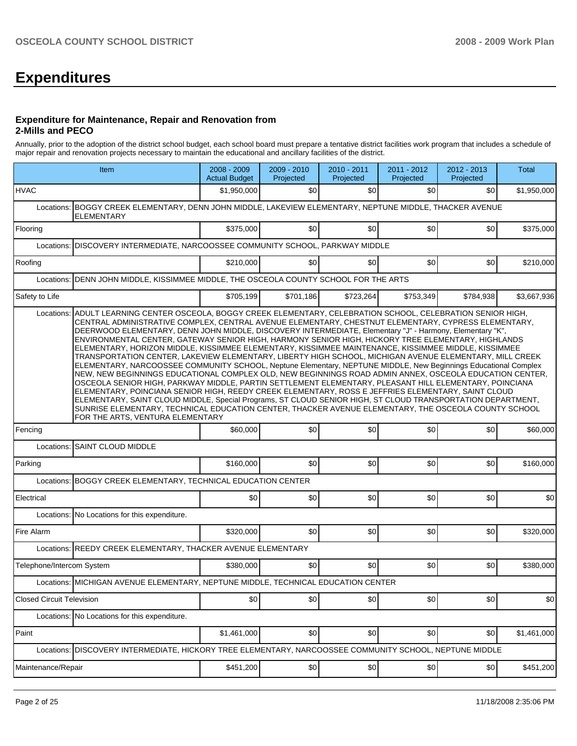# Expenditures

### Expenditure for Maintenance, Repair and Renovation from 2-Mills and PECO

Annually, prior to the adoption of the district school budget, each school board must prepare a tentative district facilities work program that includes a schedule of major repair and renovation projects necessary to maintain the educational and ancillary facilities of the district.

| Item | | 2008 - 2009 Actual Budget | 2009 - 2010 Projected | 2010 - 2011 Projected | 2011 - 2012 Projected | 2012 - 2013 Projected | Total |
|---|---|---|---|---|---|---|---|
| HVAC | | $1,950,000 | $0 | $0 | $0 | $0 | $1,950,000 |
| Locations: | BOGGY CREEK ELEMENTARY, DENN JOHN MIDDLE, LAKEVIEW ELEMENTARY, NEPTUNE MIDDLE, THACKER AVENUE ELEMENTARY | | | | | | |
| Flooring | | $375,000 | $0 | $0 | $0 | $0 | $375,000 |
| Locations: | DISCOVERY INTERMEDIATE, NARCOOSSEE COMMUNITY SCHOOL, PARKWAY MIDDLE | | | | | | |
| Roofing | | $210,000 | $0 | $0 | $0 | $0 | $210,000 |
| Locations: | DENN JOHN MIDDLE, KISSIMMEE MIDDLE, THE OSCEOLA COUNTY SCHOOL FOR THE ARTS | | | | | | |
| Safety to Life | | $705,199 | $701,186 | $723,264 | $753,349 | $784,938 | $3,667,936 |
| Locations: | ADULT LEARNING CENTER OSCEOLA, BOGGY CREEK ELEMENTARY, CELEBRATION SCHOOL, CELEBRATION SENIOR HIGH, CENTRAL ADMINISTRATIVE COMPLEX, CENTRAL AVENUE ELEMENTARY, CHESTNUT ELEMENTARY, CYPRESS ELEMENTARY, DEERWOOD ELEMENTARY, DENN JOHN MIDDLE, DISCOVERY INTERMEDIATE, Elementary "J" - Harmony, Elementary "K", ENVIRONMENTAL CENTER, GATEWAY SENIOR HIGH, HARMONY SENIOR HIGH, HICKORY TREE ELEMENTARY, HIGHLANDS ELEMENTARY, HORIZON MIDDLE, KISSIMMEE ELEMENTARY, KISSIMMEE MAINTENANCE, KISSIMMEE MIDDLE, KISSIMMEE TRANSPORTATION CENTER, LAKEVIEW ELEMENTARY, LIBERTY HIGH SCHOOL, MICHIGAN AVENUE ELEMENTARY, MILL CREEK ELEMENTARY, NARCOOSSEE COMMUNITY SCHOOL, Neptune Elementary, NEPTUNE MIDDLE, New Beginnings Educational Complex NEW, NEW BEGINNINGS EDUCATIONAL COMPLEX OLD, NEW BEGINNINGS ROAD ADMIN ANNEX, OSCEOLA EDUCATION CENTER, OSCEOLA SENIOR HIGH, PARKWAY MIDDLE, PARTIN SETTLEMENT ELEMENTARY, PLEASANT HILL ELEMENTARY, POINCIANA ELEMENTARY, POINCIANA SENIOR HIGH, REEDY CREEK ELEMENTARY, ROSS E JEFFRIES ELEMENTARY, SAINT CLOUD ELEMENTARY, SAINT CLOUD MIDDLE, Special Programs, ST CLOUD SENIOR HIGH, ST CLOUD TRANSPORTATION DEPARTMENT, SUNRISE ELEMENTARY, TECHNICAL EDUCATION CENTER, THACKER AVENUE ELEMENTARY, THE OSCEOLA COUNTY SCHOOL FOR THE ARTS, VENTURA ELEMENTARY | | | | | | |
| Fencing | | $60,000 | $0 | $0 | $0 | $0 | $60,000 |
| Locations: | SAINT CLOUD MIDDLE | | | | | | |
| Parking | | $160,000 | $0 | $0 | $0 | $0 | $160,000 |
| Locations: | BOGGY CREEK ELEMENTARY, TECHNICAL EDUCATION CENTER | | | | | | |
| Electrical | | $0 | $0 | $0 | $0 | $0 | $0 |
| Locations: | No Locations for this expenditure. | | | | | | |
| Fire Alarm | | $320,000 | $0 | $0 | $0 | $0 | $320,000 |
| Locations: | REEDY CREEK ELEMENTARY, THACKER AVENUE ELEMENTARY | | | | | | |
| Telephone/Intercom System | | $380,000 | $0 | $0 | $0 | $0 | $380,000 |
| Locations: | MICHIGAN AVENUE ELEMENTARY, NEPTUNE MIDDLE, TECHNICAL EDUCATION CENTER | | | | | | |
| Closed Circuit Television | | $0 | $0 | $0 | $0 | $0 | $0 |
| Locations: | No Locations for this expenditure. | | | | | | |
| Paint | | $1,461,000 | $0 | $0 | $0 | $0 | $1,461,000 |
| Locations: | DISCOVERY INTERMEDIATE, HICKORY TREE ELEMENTARY, NARCOOSSEE COMMUNITY SCHOOL, NEPTUNE MIDDLE | | | | | | |
| Maintenance/Repair | | $451,200 | $0 | $0 | $0 | $0 | $451,200 |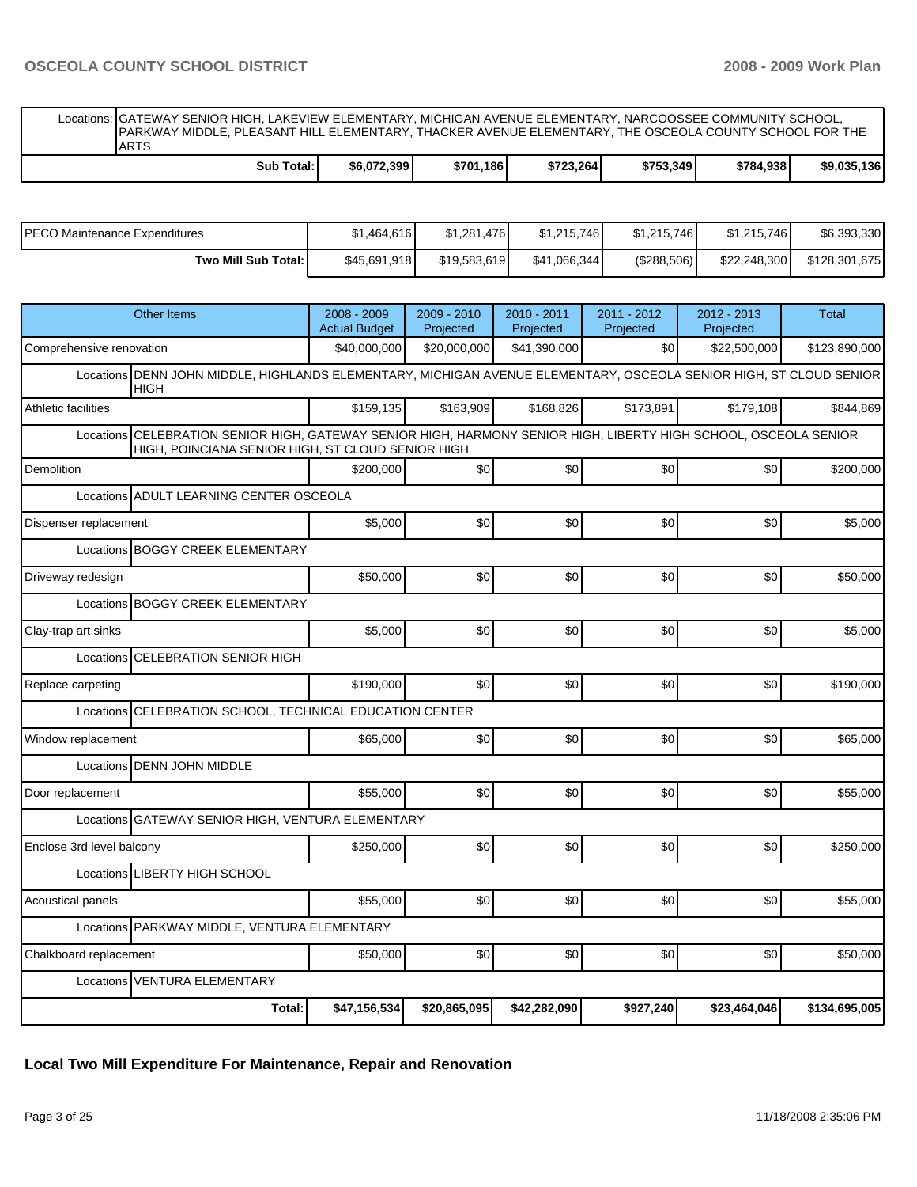| | | | | | | |
|---|---|---|---|---|---|---|
| Locations: GATEWAY SENIOR HIGH, LAKEVIEW ELEMENTARY, MICHIGAN AVENUE ELEMENTARY, NARCOOSSEE COMMUNITY SCHOOL, PARKWAY MIDDLE, PLEASANT HILL ELEMENTARY, THACKER AVENUE ELEMENTARY, THE OSCEOLA COUNTY SCHOOL FOR THE ARTS | | | | | | |
| **Sub Total:** | **$6,072,399** | **$701,186** | **$723,264** | **$753,349** | **$784,938** | **$9,035,136** |

| | | | | | | |
|---|---|---|---|---|---|---|
| PECO Maintenance Expenditures | $1,464,616 | $1,281,476 | $1,215,746 | $1,215,746 | $1,215,746 | $6,393,330 |
| **Two Mill Sub Total:** | $45,691,918 | $19,583,619 | $41,066,344 | ($288,506) | $22,248,300 | $128,301,675 |

| Other Items | 2008 - 2009 Actual Budget | 2009 - 2010 Projected | 2010 - 2011 Projected | 2011 - 2012 Projected | 2012 - 2013 Projected | Total |
|---|---|---|---|---|---|---|
| Comprehensive renovation | $40,000,000 | $20,000,000 | $41,390,000 | $0 | $22,500,000 | $123,890,000 |
| Locations DENN JOHN MIDDLE, HIGHLANDS ELEMENTARY, MICHIGAN AVENUE ELEMENTARY, OSCEOLA SENIOR HIGH, ST CLOUD SENIOR HIGH | | | | | | |
| Athletic facilities | $159,135 | $163,909 | $168,826 | $173,891 | $179,108 | $844,869 |
| Locations CELEBRATION SENIOR HIGH, GATEWAY SENIOR HIGH, HARMONY SENIOR HIGH, LIBERTY HIGH SCHOOL, OSCEOLA SENIOR HIGH, POINCIANA SENIOR HIGH, ST CLOUD SENIOR HIGH | | | | | | |
| Demolition | $200,000 | $0 | $0 | $0 | $0 | $200,000 |
| Locations ADULT LEARNING CENTER OSCEOLA | | | | | | |
| Dispenser replacement | $5,000 | $0 | $0 | $0 | $0 | $5,000 |
| Locations BOGGY CREEK ELEMENTARY | | | | | | |
| Driveway redesign | $50,000 | $0 | $0 | $0 | $0 | $50,000 |
| Locations BOGGY CREEK ELEMENTARY | | | | | | |
| Clay-trap art sinks | $5,000 | $0 | $0 | $0 | $0 | $5,000 |
| Locations CELEBRATION SENIOR HIGH | | | | | | |
| Replace carpeting | $190,000 | $0 | $0 | $0 | $0 | $190,000 |
| Locations CELEBRATION SCHOOL, TECHNICAL EDUCATION CENTER | | | | | | |
| Window replacement | $65,000 | $0 | $0 | $0 | $0 | $65,000 |
| Locations DENN JOHN MIDDLE | | | | | | |
| Door replacement | $55,000 | $0 | $0 | $0 | $0 | $55,000 |
| Locations GATEWAY SENIOR HIGH, VENTURA ELEMENTARY | | | | | | |
| Enclose 3rd level balcony | $250,000 | $0 | $0 | $0 | $0 | $250,000 |
| Locations LIBERTY HIGH SCHOOL | | | | | | |
| Acoustical panels | $55,000 | $0 | $0 | $0 | $0 | $55,000 |
| Locations PARKWAY MIDDLE, VENTURA ELEMENTARY | | | | | | |
| Chalkboard replacement | $50,000 | $0 | $0 | $0 | $0 | $50,000 |
| Locations VENTURA ELEMENTARY | | | | | | |
| **Total:** | **$47,156,534** | **$20,865,095** | **$42,282,090** | **$927,240** | **$23,464,046** | **$134,695,005** |

**Local Two Mill Expenditure For Maintenance, Repair and Renovation**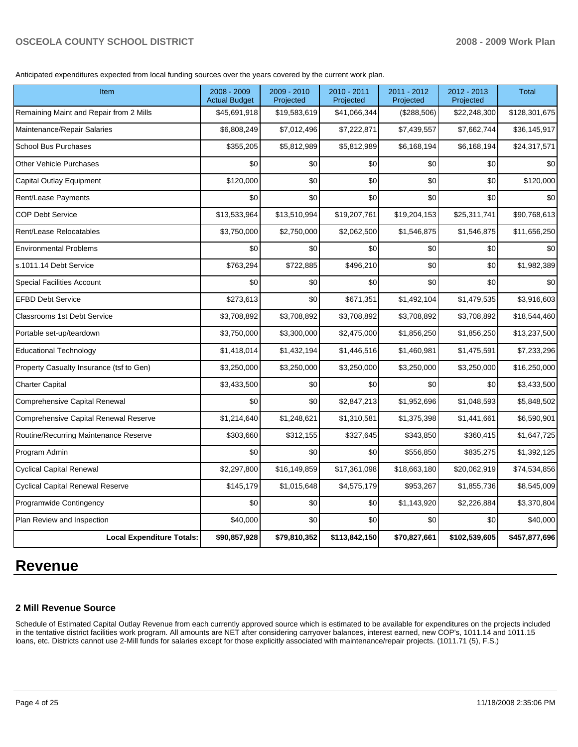Anticipated expenditures expected from local funding sources over the years covered by the current work plan.

| Item | 2008 - 2009 Actual Budget | 2009 - 2010 Projected | 2010 - 2011 Projected | 2011 - 2012 Projected | 2012 - 2013 Projected | Total |
|---|---|---|---|---|---|---|
| Remaining Maint and Repair from 2 Mills | $45,691,918 | $19,583,619 | $41,066,344 | ($288,506) | $22,248,300 | $128,301,675 |
| Maintenance/Repair Salaries | $6,808,249 | $7,012,496 | $7,222,871 | $7,439,557 | $7,662,744 | $36,145,917 |
| School Bus Purchases | $355,205 | $5,812,989 | $5,812,989 | $6,168,194 | $6,168,194 | $24,317,571 |
| Other Vehicle Purchases | $0 | $0 | $0 | $0 | $0 | $0 |
| Capital Outlay Equipment | $120,000 | $0 | $0 | $0 | $0 | $120,000 |
| Rent/Lease Payments | $0 | $0 | $0 | $0 | $0 | $0 |
| COP Debt Service | $13,533,964 | $13,510,994 | $19,207,761 | $19,204,153 | $25,311,741 | $90,768,613 |
| Rent/Lease Relocatables | $3,750,000 | $2,750,000 | $2,062,500 | $1,546,875 | $1,546,875 | $11,656,250 |
| Environmental Problems | $0 | $0 | $0 | $0 | $0 | $0 |
| s.1011.14 Debt Service | $763,294 | $722,885 | $496,210 | $0 | $0 | $1,982,389 |
| Special Facilities Account | $0 | $0 | $0 | $0 | $0 | $0 |
| EFBD Debt Service | $273,613 | $0 | $671,351 | $1,492,104 | $1,479,535 | $3,916,603 |
| Classrooms 1st Debt Service | $3,708,892 | $3,708,892 | $3,708,892 | $3,708,892 | $3,708,892 | $18,544,460 |
| Portable set-up/teardown | $3,750,000 | $3,300,000 | $2,475,000 | $1,856,250 | $1,856,250 | $13,237,500 |
| Educational Technology | $1,418,014 | $1,432,194 | $1,446,516 | $1,460,981 | $1,475,591 | $7,233,296 |
| Property Casualty Insurance (tsf to Gen) | $3,250,000 | $3,250,000 | $3,250,000 | $3,250,000 | $3,250,000 | $16,250,000 |
| Charter Capital | $3,433,500 | $0 | $0 | $0 | $0 | $3,433,500 |
| Comprehensive Capital Renewal | $0 | $0 | $2,847,213 | $1,952,696 | $1,048,593 | $5,848,502 |
| Comprehensive Capital Renewal Reserve | $1,214,640 | $1,248,621 | $1,310,581 | $1,375,398 | $1,441,661 | $6,590,901 |
| Routine/Recurring Maintenance Reserve | $303,660 | $312,155 | $327,645 | $343,850 | $360,415 | $1,647,725 |
| Program Admin | $0 | $0 | $0 | $556,850 | $835,275 | $1,392,125 |
| Cyclical Capital Renewal | $2,297,800 | $16,149,859 | $17,361,098 | $18,663,180 | $20,062,919 | $74,534,856 |
| Cyclical Capital Renewal Reserve | $145,179 | $1,015,648 | $4,575,179 | $953,267 | $1,855,736 | $8,545,009 |
| Programwide Contingency | $0 | $0 | $0 | $1,143,920 | $2,226,884 | $3,370,804 |
| Plan Review and Inspection | $40,000 | $0 | $0 | $0 | $0 | $40,000 |
| **Local Expenditure Totals:** | **$90,857,928** | **$79,810,352** | **$113,842,150** | **$70,827,661** | **$102,539,605** | **$457,877,696** |

# Revenue

### 2 Mill Revenue Source

Schedule of Estimated Capital Outlay Revenue from each currently approved source which is estimated to be available for expenditures on the projects included in the tentative district facilities work program. All amounts are NET after considering carryover balances, interest earned, new COP's, 1011.14 and 1011.15 loans, etc. Districts cannot use 2-Mill funds for salaries except for those explicitly associated with maintenance/repair projects. (1011.71 (5), F.S.)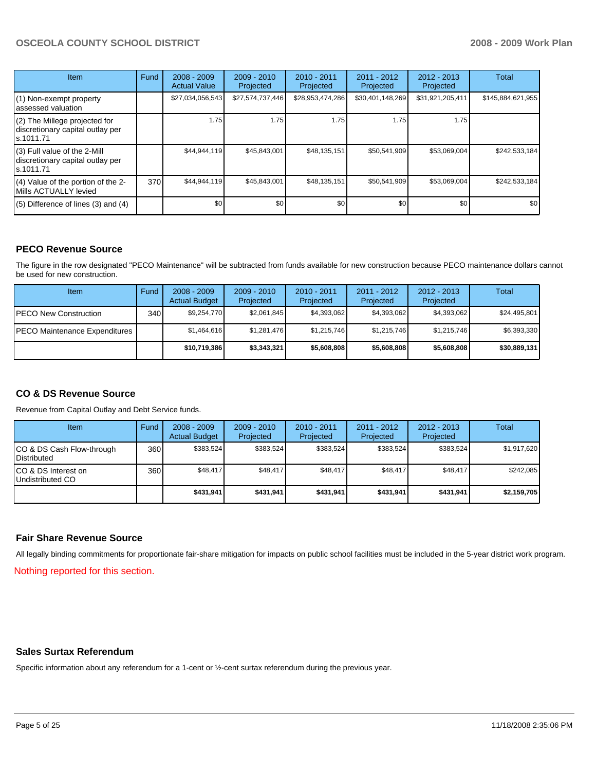| Item | Fund | 2008 - 2009 Actual Value | 2009 - 2010 Projected | 2010 - 2011 Projected | 2011 - 2012 Projected | 2012 - 2013 Projected | Total |
| --- | --- | --- | --- | --- | --- | --- | --- |
| (1) Non-exempt property assessed valuation | | $27,034,056,543 | $27,574,737,446 | $28,953,474,286 | $30,401,148,269 | $31,921,205,411 | $145,884,621,955 |
| (2) The Millege projected for discretionary capital outlay per s.1011.71 | | 1.75 | 1.75 | 1.75 | 1.75 | 1.75 | |
| (3) Full value of the 2-Mill discretionary capital outlay per s.1011.71 | | $44,944,119 | $45,843,001 | $48,135,151 | $50,541,909 | $53,069,004 | $242,533,184 |
| (4) Value of the portion of the 2-Mills ACTUALLY levied | 370 | $44,944,119 | $45,843,001 | $48,135,151 | $50,541,909 | $53,069,004 | $242,533,184 |
| (5) Difference of lines (3) and (4) | | $0 | $0 | $0 | $0 | $0 | $0 |

## PECO Revenue Source

The figure in the row designated "PECO Maintenance" will be subtracted from funds available for new construction because PECO maintenance dollars cannot be used for new construction.

| Item | Fund | 2008 - 2009 Actual Budget | 2009 - 2010 Projected | 2010 - 2011 Projected | 2011 - 2012 Projected | 2012 - 2013 Projected | Total |
| --- | --- | --- | --- | --- | --- | --- | --- |
| PECO New Construction | 340 | $9,254,770 | $2,061,845 | $4,393,062 | $4,393,062 | $4,393,062 | $24,495,801 |
| PECO Maintenance Expenditures | | $1,464,616 | $1,281,476 | $1,215,746 | $1,215,746 | $1,215,746 | $6,393,330 |
| | | **$10,719,386** | **$3,343,321** | **$5,608,808** | **$5,608,808** | **$5,608,808** | **$30,889,131** |

## CO & DS Revenue Source

Revenue from Capital Outlay and Debt Service funds.

| Item | Fund | 2008 - 2009 Actual Budget | 2009 - 2010 Projected | 2010 - 2011 Projected | 2011 - 2012 Projected | 2012 - 2013 Projected | Total |
| --- | --- | --- | --- | --- | --- | --- | --- |
| CO & DS Cash Flow-through Distributed | 360 | $383,524 | $383,524 | $383,524 | $383,524 | $383,524 | $1,917,620 |
| CO & DS Interest on Undistributed CO | 360 | $48,417 | $48,417 | $48,417 | $48,417 | $48,417 | $242,085 |
| | | **$431,941** | **$431,941** | **$431,941** | **$431,941** | **$431,941** | **$2,159,705** |

## Fair Share Revenue Source

All legally binding commitments for proportionate fair-share mitigation for impacts on public school facilities must be included in the 5-year district work program.

Nothing reported for this section.

## Sales Surtax Referendum

Specific information about any referendum for a 1-cent or ½-cent surtax referendum during the previous year.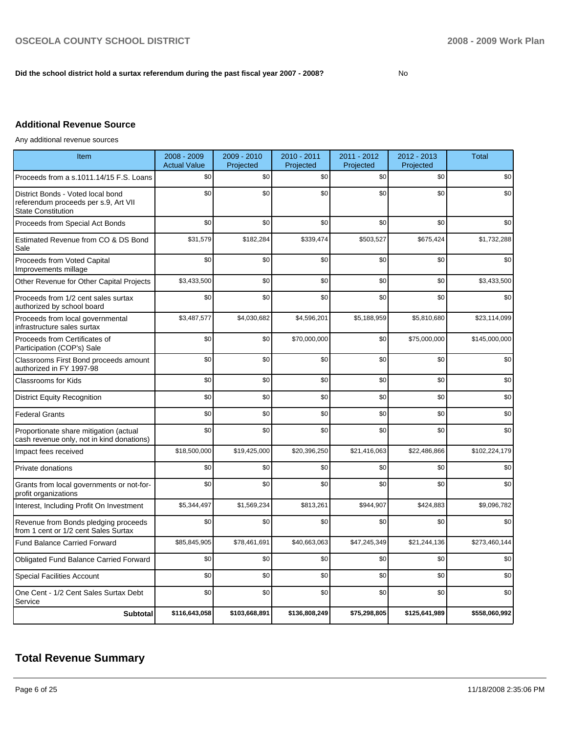**Did the school district hold a surtax referendum during the past fiscal year 2007 - 2008?** No

### Additional Revenue Source

Any additional revenue sources

| Item | 2008 - 2009 Actual Value | 2009 - 2010 Projected | 2010 - 2011 Projected | 2011 - 2012 Projected | 2012 - 2013 Projected | Total |
|---|---|---|---|---|---|---|
| Proceeds from a s.1011.14/15 F.S. Loans | $0 | $0 | $0 | $0 | $0 | $0 |
| District Bonds - Voted local bond referendum proceeds per s.9, Art VII State Constitution | $0 | $0 | $0 | $0 | $0 | $0 |
| Proceeds from Special Act Bonds | $0 | $0 | $0 | $0 | $0 | $0 |
| Estimated Revenue from CO & DS Bond Sale | $31,579 | $182,284 | $339,474 | $503,527 | $675,424 | $1,732,288 |
| Proceeds from Voted Capital Improvements millage | $0 | $0 | $0 | $0 | $0 | $0 |
| Other Revenue for Other Capital Projects | $3,433,500 | $0 | $0 | $0 | $0 | $3,433,500 |
| Proceeds from 1/2 cent sales surtax authorized by school board | $0 | $0 | $0 | $0 | $0 | $0 |
| Proceeds from local governmental infrastructure sales surtax | $3,487,577 | $4,030,682 | $4,596,201 | $5,188,959 | $5,810,680 | $23,114,099 |
| Proceeds from Certificates of Participation (COP's) Sale | $0 | $0 | $70,000,000 | $0 | $75,000,000 | $145,000,000 |
| Classrooms First Bond proceeds amount authorized in FY 1997-98 | $0 | $0 | $0 | $0 | $0 | $0 |
| Classrooms for Kids | $0 | $0 | $0 | $0 | $0 | $0 |
| District Equity Recognition | $0 | $0 | $0 | $0 | $0 | $0 |
| Federal Grants | $0 | $0 | $0 | $0 | $0 | $0 |
| Proportionate share mitigation (actual cash revenue only, not in kind donations) | $0 | $0 | $0 | $0 | $0 | $0 |
| Impact fees received | $18,500,000 | $19,425,000 | $20,396,250 | $21,416,063 | $22,486,866 | $102,224,179 |
| Private donations | $0 | $0 | $0 | $0 | $0 | $0 |
| Grants from local governments or not-for-profit organizations | $0 | $0 | $0 | $0 | $0 | $0 |
| Interest, Including Profit On Investment | $5,344,497 | $1,569,234 | $813,261 | $944,907 | $424,883 | $9,096,782 |
| Revenue from Bonds pledging proceeds from 1 cent or 1/2 cent Sales Surtax | $0 | $0 | $0 | $0 | $0 | $0 |
| Fund Balance Carried Forward | $85,845,905 | $78,461,691 | $40,663,063 | $47,245,349 | $21,244,136 | $273,460,144 |
| Obligated Fund Balance Carried Forward | $0 | $0 | $0 | $0 | $0 | $0 |
| Special Facilities Account | $0 | $0 | $0 | $0 | $0 | $0 |
| One Cent - 1/2 Cent Sales Surtax Debt Service | $0 | $0 | $0 | $0 | $0 | $0 |
| **Subtotal** | **$116,643,058** | **$103,668,891** | **$136,808,249** | **$75,298,805** | **$125,641,989** | **$558,060,992** |

## Total Revenue Summary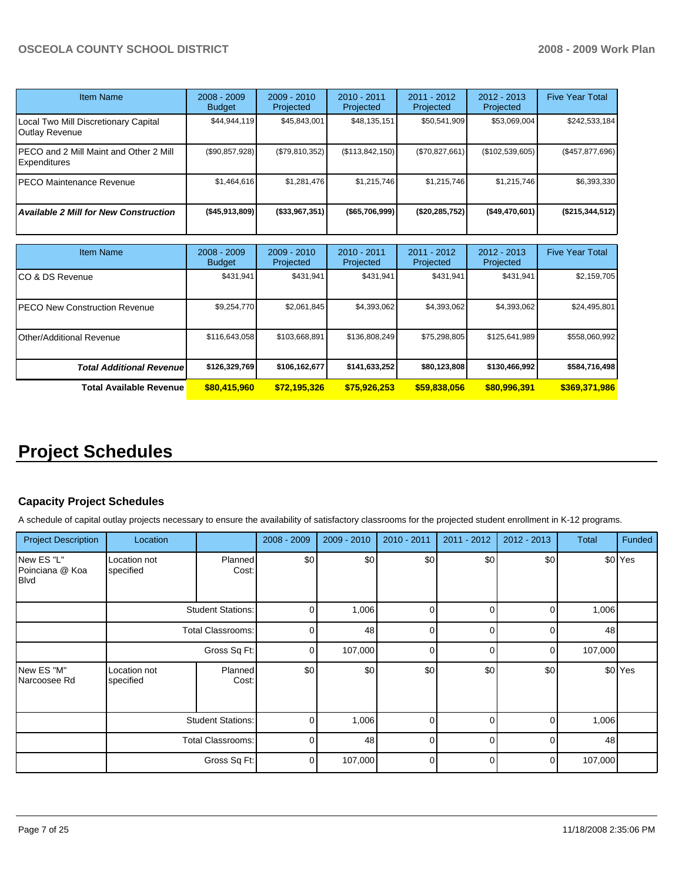| Item Name | 2008 - 2009 Budget | 2009 - 2010 Projected | 2010 - 2011 Projected | 2011 - 2012 Projected | 2012 - 2013 Projected | Five Year Total |
|---|---|---|---|---|---|---|
| Local Two Mill Discretionary Capital Outlay Revenue | $44,944,119 | $45,843,001 | $48,135,151 | $50,541,909 | $53,069,004 | $242,533,184 |
| PECO and 2 Mill Maint and Other 2 Mill Expenditures | ($90,857,928) | ($79,810,352) | ($113,842,150) | ($70,827,661) | ($102,539,605) | ($457,877,696) |
| PECO Maintenance Revenue | $1,464,616 | $1,281,476 | $1,215,746 | $1,215,746 | $1,215,746 | $6,393,330 |
| ***Available 2 Mill for New Construction*** | **($45,913,809)** | **($33,967,351)** | **($65,706,999)** | **($20,285,752)** | **($49,470,601)** | **($215,344,512)** |

| Item Name | 2008 - 2009 Budget | 2009 - 2010 Projected | 2010 - 2011 Projected | 2011 - 2012 Projected | 2012 - 2013 Projected | Five Year Total |
|---|---|---|---|---|---|---|
| CO & DS Revenue | $431,941 | $431,941 | $431,941 | $431,941 | $431,941 | $2,159,705 |
| PECO New Construction Revenue | $9,254,770 | $2,061,845 | $4,393,062 | $4,393,062 | $4,393,062 | $24,495,801 |
| Other/Additional Revenue | $116,643,058 | $103,668,891 | $136,808,249 | $75,298,805 | $125,641,989 | $558,060,992 |
| ***Total Additional Revenue*** | **$126,329,769** | **$106,162,677** | **$141,633,252** | **$80,123,808** | **$130,466,992** | **$584,716,498** |
| **Total Available Revenue** | **$80,415,960** | **$72,195,326** | **$75,926,253** | **$59,838,056** | **$80,996,391** | **$369,371,986** |

# Project Schedules

### Capacity Project Schedules

A schedule of capital outlay projects necessary to ensure the availability of satisfactory classrooms for the projected student enrollment in K-12 programs.

| Project Description | Location | | 2008 - 2009 | 2009 - 2010 | 2010 - 2011 | 2011 - 2012 | 2012 - 2013 | Total | Funded |
|---|---|---|---|---|---|---|---|---|---|
| New ES "L" Poinciana @ Koa Blvd | Location not specified | Planned Cost: | $0 | $0 | $0 | $0 | $0 | $0 | Yes |
| | | Student Stations: | 0 | 1,006 | 0 | 0 | 0 | 1,006 | |
| | | Total Classrooms: | 0 | 48 | 0 | 0 | 0 | 48 | |
| | | Gross Sq Ft: | 0 | 107,000 | 0 | 0 | 0 | 107,000 | |
| New ES "M" Narcoosee Rd | Location not specified | Planned Cost: | $0 | $0 | $0 | $0 | $0 | $0 | Yes |
| | | Student Stations: | 0 | 1,006 | 0 | 0 | 0 | 1,006 | |
| | | Total Classrooms: | 0 | 48 | 0 | 0 | 0 | 48 | |
| | | Gross Sq Ft: | 0 | 107,000 | 0 | 0 | 0 | 107,000 | |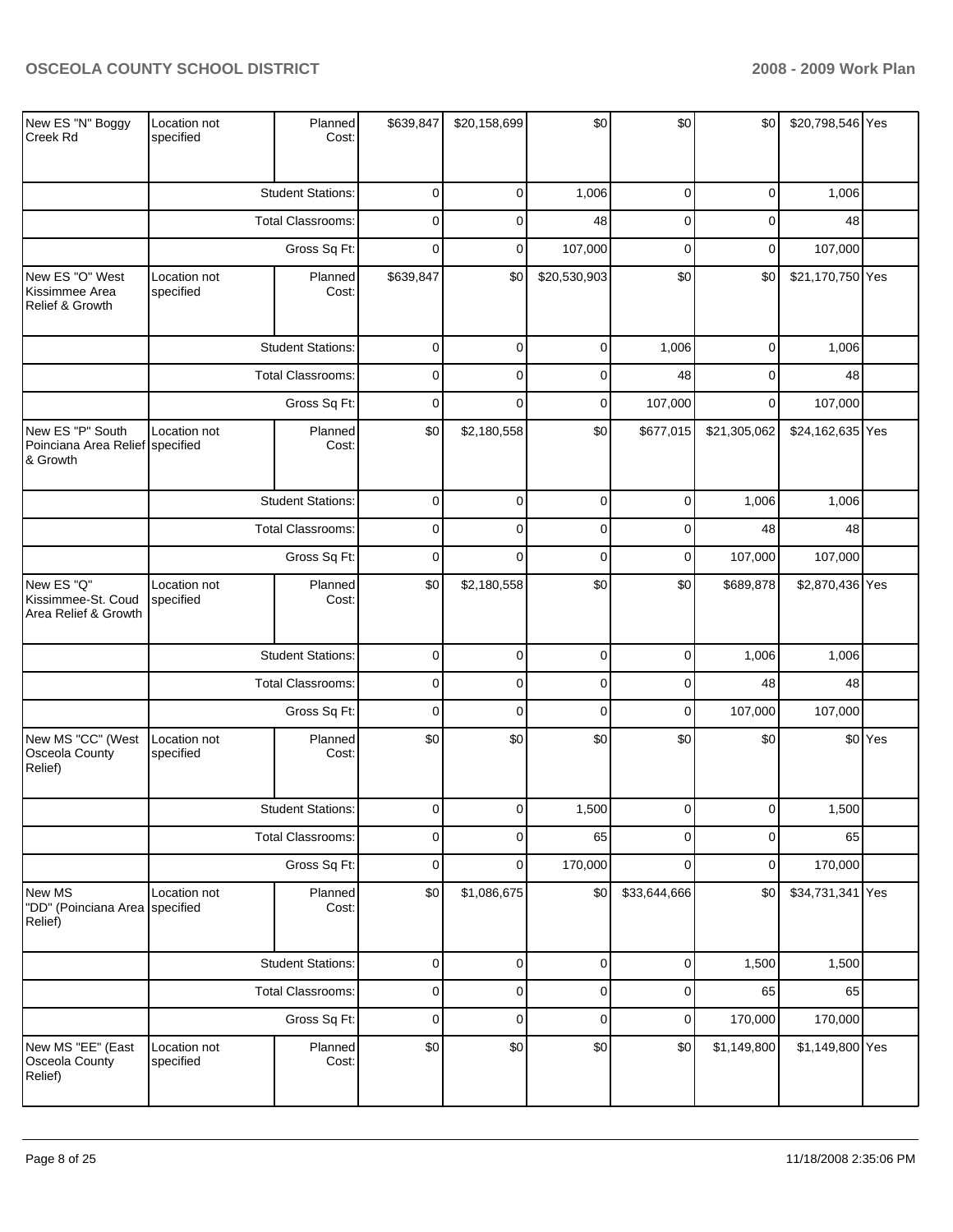| New ES "N" Boggy Creek Rd | Location not specified | Planned Cost: | $639,847 | $20,158,699 | $0 | $0 | $0 | $20,798,546 | Yes |
|---|---|---|---|---|---|---|---|---|---|
| | | Student Stations: | 0 | 0 | 1,006 | 0 | 0 | 1,006 | |
| | | Total Classrooms: | 0 | 0 | 48 | 0 | 0 | 48 | |
| | | Gross Sq Ft: | 0 | 0 | 107,000 | 0 | 0 | 107,000 | |
| New ES "O" West Kissimmee Area Relief & Growth | Location not specified | Planned Cost: | $639,847 | $0 | $20,530,903 | $0 | $0 | $21,170,750 | Yes |
| | | Student Stations: | 0 | 0 | 0 | 1,006 | 0 | 1,006 | |
| | | Total Classrooms: | 0 | 0 | 0 | 48 | 0 | 48 | |
| | | Gross Sq Ft: | 0 | 0 | 0 | 107,000 | 0 | 107,000 | |
| New ES "P" South Poinciana Area Relief & Growth | Location not specified | Planned Cost: | $0 | $2,180,558 | $0 | $677,015 | $21,305,062 | $24,162,635 | Yes |
| | | Student Stations: | 0 | 0 | 0 | 0 | 1,006 | 1,006 | |
| | | Total Classrooms: | 0 | 0 | 0 | 0 | 48 | 48 | |
| | | Gross Sq Ft: | 0 | 0 | 0 | 0 | 107,000 | 107,000 | |
| New ES "Q" Kissimmee-St. Coud Area Relief & Growth | Location not specified | Planned Cost: | $0 | $2,180,558 | $0 | $0 | $689,878 | $2,870,436 | Yes |
| | | Student Stations: | 0 | 0 | 0 | 0 | 1,006 | 1,006 | |
| | | Total Classrooms: | 0 | 0 | 0 | 0 | 48 | 48 | |
| | | Gross Sq Ft: | 0 | 0 | 0 | 0 | 107,000 | 107,000 | |
| New MS "CC" (West Osceola County Relief) | Location not specified | Planned Cost: | $0 | $0 | $0 | $0 | $0 | $0 | Yes |
| | | Student Stations: | 0 | 0 | 1,500 | 0 | 0 | 1,500 | |
| | | Total Classrooms: | 0 | 0 | 65 | 0 | 0 | 65 | |
| | | Gross Sq Ft: | 0 | 0 | 170,000 | 0 | 0 | 170,000 | |
| New MS "DD" (Poinciana Area Relief) | Location not specified | Planned Cost: | $0 | $1,086,675 | $0 | $33,644,666 | $0 | $34,731,341 | Yes |
| | | Student Stations: | 0 | 0 | 0 | 0 | 1,500 | 1,500 | |
| | | Total Classrooms: | 0 | 0 | 0 | 0 | 65 | 65 | |
| | | Gross Sq Ft: | 0 | 0 | 0 | 0 | 170,000 | 170,000 | |
| New MS "EE" (East Osceola County Relief) | Location not specified | Planned Cost: | $0 | $0 | $0 | $0 | $1,149,800 | $1,149,800 | Yes |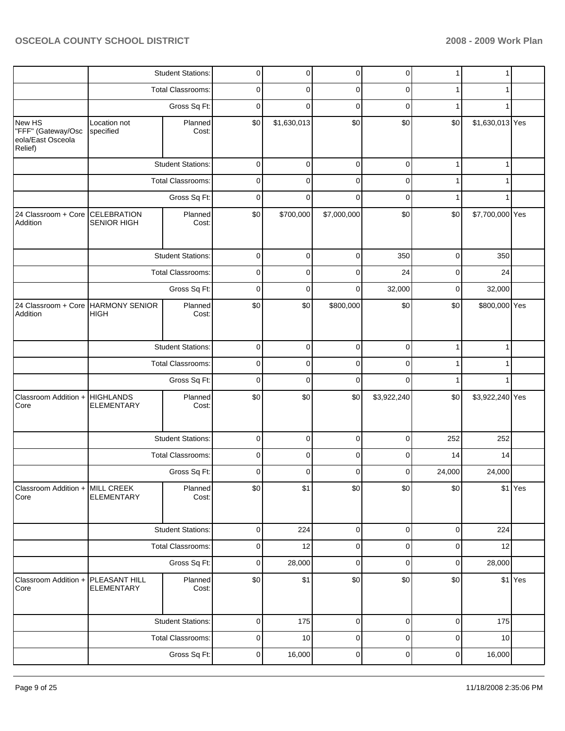| | | | | | | | | | |
|---|---|---|---|---|---|---|---|---|---|
| | | Student Stations: | 0 | 0 | 0 | 0 | 1 | 1 | |
| | | Total Classrooms: | 0 | 0 | 0 | 0 | 1 | 1 | |
| | | Gross Sq Ft: | 0 | 0 | 0 | 0 | 1 | 1 | |
| New HS "FFF" (Gateway/Osceola/East Osceola Relief) | Location not specified | Planned Cost: | $0 | $1,630,013 | $0 | $0 | $0 | $1,630,013 | Yes |
| | | Student Stations: | 0 | 0 | 0 | 0 | 1 | 1 | |
| | | Total Classrooms: | 0 | 0 | 0 | 0 | 1 | 1 | |
| | | Gross Sq Ft: | 0 | 0 | 0 | 0 | 1 | 1 | |
| 24 Classroom + Core Addition | CELEBRATION SENIOR HIGH | Planned Cost: | $0 | $700,000 | $7,000,000 | $0 | $0 | $7,700,000 | Yes |
| | | Student Stations: | 0 | 0 | 0 | 350 | 0 | 350 | |
| | | Total Classrooms: | 0 | 0 | 0 | 24 | 0 | 24 | |
| | | Gross Sq Ft: | 0 | 0 | 0 | 32,000 | 0 | 32,000 | |
| 24 Classroom + Core Addition | HARMONY SENIOR HIGH | Planned Cost: | $0 | $0 | $800,000 | $0 | $0 | $800,000 | Yes |
| | | Student Stations: | 0 | 0 | 0 | 0 | 1 | 1 | |
| | | Total Classrooms: | 0 | 0 | 0 | 0 | 1 | 1 | |
| | | Gross Sq Ft: | 0 | 0 | 0 | 0 | 1 | 1 | |
| Classroom Addition + Core | HIGHLANDS ELEMENTARY | Planned Cost: | $0 | $0 | $0 | $3,922,240 | $0 | $3,922,240 | Yes |
| | | Student Stations: | 0 | 0 | 0 | 0 | 252 | 252 | |
| | | Total Classrooms: | 0 | 0 | 0 | 0 | 14 | 14 | |
| | | Gross Sq Ft: | 0 | 0 | 0 | 0 | 24,000 | 24,000 | |
| Classroom Addition + Core | MILL CREEK ELEMENTARY | Planned Cost: | $0 | $1 | $0 | $0 | $0 | $1 | Yes |
| | | Student Stations: | 0 | 224 | 0 | 0 | 0 | 224 | |
| | | Total Classrooms: | 0 | 12 | 0 | 0 | 0 | 12 | |
| | | Gross Sq Ft: | 0 | 28,000 | 0 | 0 | 0 | 28,000 | |
| Classroom Addition + Core | PLEASANT HILL ELEMENTARY | Planned Cost: | $0 | $1 | $0 | $0 | $0 | $1 | Yes |
| | | Student Stations: | 0 | 175 | 0 | 0 | 0 | 175 | |
| | | Total Classrooms: | 0 | 10 | 0 | 0 | 0 | 10 | |
| | | Gross Sq Ft: | 0 | 16,000 | 0 | 0 | 0 | 16,000 | |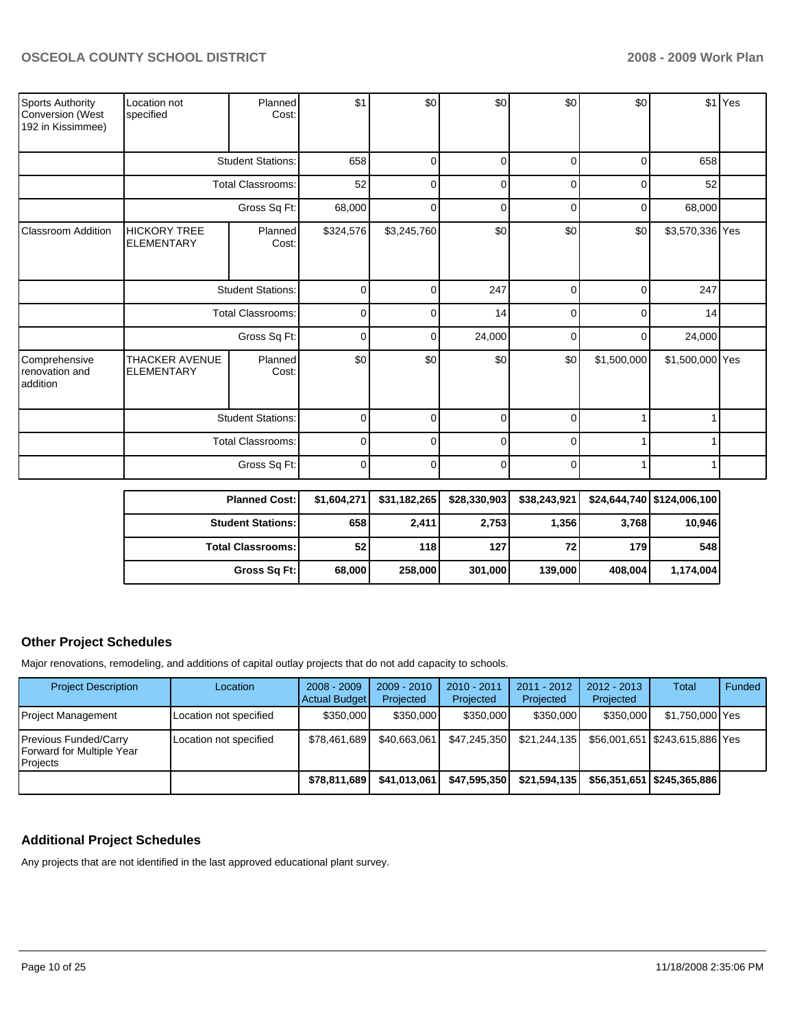| | | | | | | | | | |
|---|---|---|---|---|---|---|---|---|---|
| Sports Authority Conversion (West 192 in Kissimmee) | Location not specified | Planned Cost: | $1 | $0 | $0 | $0 | $0 | $1 | Yes |
| | | Student Stations: | 658 | 0 | 0 | 0 | 0 | 658 | |
| | | Total Classrooms: | 52 | 0 | 0 | 0 | 0 | 52 | |
| | | Gross Sq Ft: | 68,000 | 0 | 0 | 0 | 0 | 68,000 | |
| Classroom Addition | HICKORY TREE ELEMENTARY | Planned Cost: | $324,576 | $3,245,760 | $0 | $0 | $0 | $3,570,336 | Yes |
| | | Student Stations: | 0 | 0 | 247 | 0 | 0 | 247 | |
| | | Total Classrooms: | 0 | 0 | 14 | 0 | 0 | 14 | |
| | | Gross Sq Ft: | 0 | 0 | 24,000 | 0 | 0 | 24,000 | |
| Comprehensive renovation and addition | THACKER AVENUE ELEMENTARY | Planned Cost: | $0 | $0 | $0 | $0 | $1,500,000 | $1,500,000 | Yes |
| | | Student Stations: | 0 | 0 | 0 | 0 | 1 | 1 | |
| | | Total Classrooms: | 0 | 0 | 0 | 0 | 1 | 1 | |
| | | Gross Sq Ft: | 0 | 0 | 0 | 0 | 1 | 1 | |

| | | | | | | |
|---|---|---|---|---|---|---|
| **Planned Cost:** | **$1,604,271** | **$31,182,265** | **$28,330,903** | **$38,243,921** | **$24,644,740** | **$124,006,100** |
| **Student Stations:** | **658** | **2,411** | **2,753** | **1,356** | **3,768** | **10,946** |
| **Total Classrooms:** | **52** | **118** | **127** | **72** | **179** | **548** |
| **Gross Sq Ft:** | **68,000** | **258,000** | **301,000** | **139,000** | **408,004** | **1,174,004** |

## Other Project Schedules

Major renovations, remodeling, and additions of capital outlay projects that do not add capacity to schools.

| Project Description | Location | 2008 - 2009 Actual Budget | 2009 - 2010 Projected | 2010 - 2011 Projected | 2011 - 2012 Projected | 2012 - 2013 Projected | Total | Funded |
|---|---|---|---|---|---|---|---|---|
| Project Management | Location not specified | $350,000 | $350,000 | $350,000 | $350,000 | $350,000 | $1,750,000 | Yes |
| Previous Funded/Carry Forward for Multiple Year Projects | Location not specified | $78,461,689 | $40,663,061 | $47,245,350 | $21,244,135 | $56,001,651 | $243,615,886 | Yes |
| | | **$78,811,689** | **$41,013,061** | **$47,595,350** | **$21,594,135** | **$56,351,651** | **$245,365,886** | |

## Additional Project Schedules

Any projects that are not identified in the last approved educational plant survey.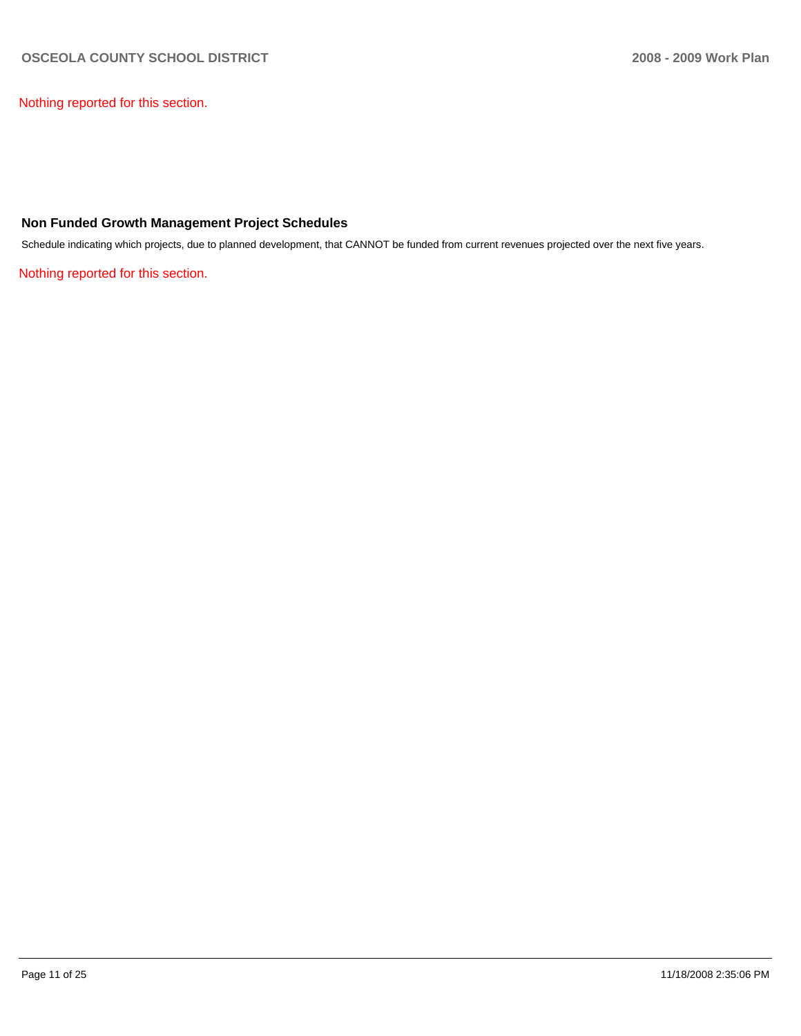Nothing reported for this section.

## Non Funded Growth Management Project Schedules

Schedule indicating which projects, due to planned development, that CANNOT be funded from current revenues projected over the next five years.

Nothing reported for this section.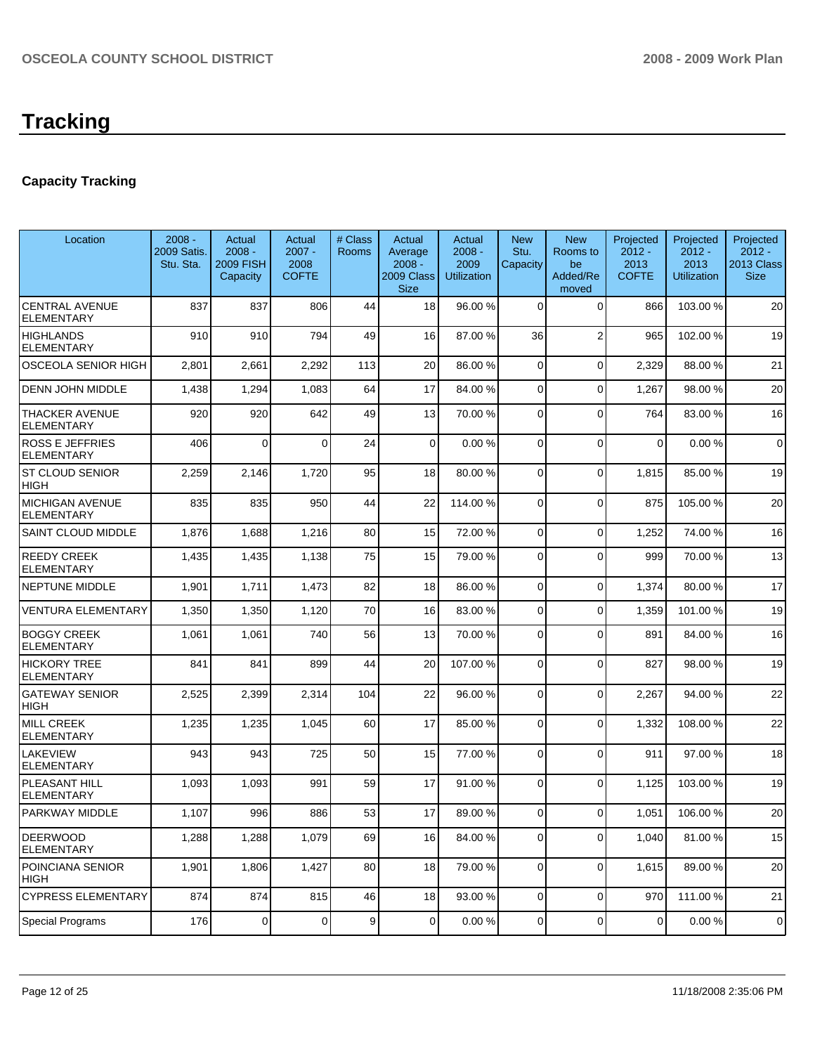# Tracking

## Capacity Tracking

| Location | 2008 - 2009 Satis. Stu. Sta. | Actual 2008 - 2009 FISH Capacity | Actual 2007 - 2008 COFTE | # Class Rooms | Actual Average 2008 - 2009 Class Size | Actual 2008 - 2009 Utilization | New Stu. Capacity | New Rooms to be Added/Removed | Projected 2012 - 2013 COFTE | Projected 2012 - 2013 Utilization | Projected 2012 - 2013 Class Size |
|---|---|---|---|---|---|---|---|---|---|---|---|
| CENTRAL AVENUE ELEMENTARY | 837 | 837 | 806 | 44 | 18 | 96.00 % | 0 | 0 | 866 | 103.00 % | 20 |
| HIGHLANDS ELEMENTARY | 910 | 910 | 794 | 49 | 16 | 87.00 % | 36 | 2 | 965 | 102.00 % | 19 |
| OSCEOLA SENIOR HIGH | 2,801 | 2,661 | 2,292 | 113 | 20 | 86.00 % | 0 | 0 | 2,329 | 88.00 % | 21 |
| DENN JOHN MIDDLE | 1,438 | 1,294 | 1,083 | 64 | 17 | 84.00 % | 0 | 0 | 1,267 | 98.00 % | 20 |
| THACKER AVENUE ELEMENTARY | 920 | 920 | 642 | 49 | 13 | 70.00 % | 0 | 0 | 764 | 83.00 % | 16 |
| ROSS E JEFFRIES ELEMENTARY | 406 | 0 | 0 | 24 | 0 | 0.00 % | 0 | 0 | 0 | 0.00 % | 0 |
| ST CLOUD SENIOR HIGH | 2,259 | 2,146 | 1,720 | 95 | 18 | 80.00 % | 0 | 0 | 1,815 | 85.00 % | 19 |
| MICHIGAN AVENUE ELEMENTARY | 835 | 835 | 950 | 44 | 22 | 114.00 % | 0 | 0 | 875 | 105.00 % | 20 |
| SAINT CLOUD MIDDLE | 1,876 | 1,688 | 1,216 | 80 | 15 | 72.00 % | 0 | 0 | 1,252 | 74.00 % | 16 |
| REEDY CREEK ELEMENTARY | 1,435 | 1,435 | 1,138 | 75 | 15 | 79.00 % | 0 | 0 | 999 | 70.00 % | 13 |
| NEPTUNE MIDDLE | 1,901 | 1,711 | 1,473 | 82 | 18 | 86.00 % | 0 | 0 | 1,374 | 80.00 % | 17 |
| VENTURA ELEMENTARY | 1,350 | 1,350 | 1,120 | 70 | 16 | 83.00 % | 0 | 0 | 1,359 | 101.00 % | 19 |
| BOGGY CREEK ELEMENTARY | 1,061 | 1,061 | 740 | 56 | 13 | 70.00 % | 0 | 0 | 891 | 84.00 % | 16 |
| HICKORY TREE ELEMENTARY | 841 | 841 | 899 | 44 | 20 | 107.00 % | 0 | 0 | 827 | 98.00 % | 19 |
| GATEWAY SENIOR HIGH | 2,525 | 2,399 | 2,314 | 104 | 22 | 96.00 % | 0 | 0 | 2,267 | 94.00 % | 22 |
| MILL CREEK ELEMENTARY | 1,235 | 1,235 | 1,045 | 60 | 17 | 85.00 % | 0 | 0 | 1,332 | 108.00 % | 22 |
| LAKEVIEW ELEMENTARY | 943 | 943 | 725 | 50 | 15 | 77.00 % | 0 | 0 | 911 | 97.00 % | 18 |
| PLEASANT HILL ELEMENTARY | 1,093 | 1,093 | 991 | 59 | 17 | 91.00 % | 0 | 0 | 1,125 | 103.00 % | 19 |
| PARKWAY MIDDLE | 1,107 | 996 | 886 | 53 | 17 | 89.00 % | 0 | 0 | 1,051 | 106.00 % | 20 |
| DEERWOOD ELEMENTARY | 1,288 | 1,288 | 1,079 | 69 | 16 | 84.00 % | 0 | 0 | 1,040 | 81.00 % | 15 |
| POINCIANA SENIOR HIGH | 1,901 | 1,806 | 1,427 | 80 | 18 | 79.00 % | 0 | 0 | 1,615 | 89.00 % | 20 |
| CYPRESS ELEMENTARY | 874 | 874 | 815 | 46 | 18 | 93.00 % | 0 | 0 | 970 | 111.00 % | 21 |
| Special Programs | 176 | 0 | 0 | 9 | 0 | 0.00 % | 0 | 0 | 0 | 0.00 % | 0 |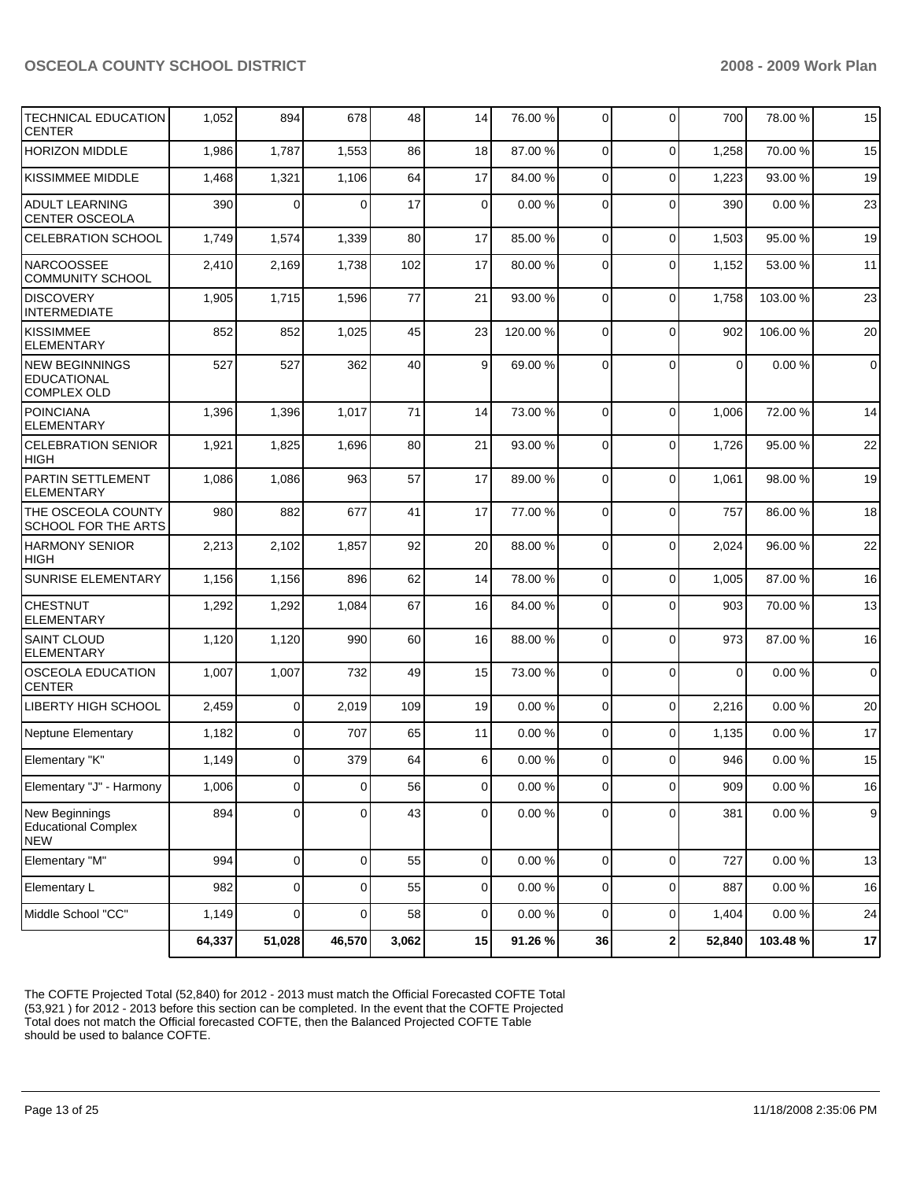| | | | | | | | | | | | |
|---|---|---|---|---|---|---|---|---|---|---|---|
| TECHNICAL EDUCATION CENTER | 1,052 | 894 | 678 | 48 | 14 | 76.00 % | 0 | 0 | 700 | 78.00 % | 15 |
| HORIZON MIDDLE | 1,986 | 1,787 | 1,553 | 86 | 18 | 87.00 % | 0 | 0 | 1,258 | 70.00 % | 15 |
| KISSIMMEE MIDDLE | 1,468 | 1,321 | 1,106 | 64 | 17 | 84.00 % | 0 | 0 | 1,223 | 93.00 % | 19 |
| ADULT LEARNING CENTER OSCEOLA | 390 | 0 | 0 | 17 | 0 | 0.00 % | 0 | 0 | 390 | 0.00 % | 23 |
| CELEBRATION SCHOOL | 1,749 | 1,574 | 1,339 | 80 | 17 | 85.00 % | 0 | 0 | 1,503 | 95.00 % | 19 |
| NARCOOSSEE COMMUNITY SCHOOL | 2,410 | 2,169 | 1,738 | 102 | 17 | 80.00 % | 0 | 0 | 1,152 | 53.00 % | 11 |
| DISCOVERY INTERMEDIATE | 1,905 | 1,715 | 1,596 | 77 | 21 | 93.00 % | 0 | 0 | 1,758 | 103.00 % | 23 |
| KISSIMMEE ELEMENTARY | 852 | 852 | 1,025 | 45 | 23 | 120.00 % | 0 | 0 | 902 | 106.00 % | 20 |
| NEW BEGINNINGS EDUCATIONAL COMPLEX OLD | 527 | 527 | 362 | 40 | 9 | 69.00 % | 0 | 0 | 0 | 0.00 % | 0 |
| POINCIANA ELEMENTARY | 1,396 | 1,396 | 1,017 | 71 | 14 | 73.00 % | 0 | 0 | 1,006 | 72.00 % | 14 |
| CELEBRATION SENIOR HIGH | 1,921 | 1,825 | 1,696 | 80 | 21 | 93.00 % | 0 | 0 | 1,726 | 95.00 % | 22 |
| PARTIN SETTLEMENT ELEMENTARY | 1,086 | 1,086 | 963 | 57 | 17 | 89.00 % | 0 | 0 | 1,061 | 98.00 % | 19 |
| THE OSCEOLA COUNTY SCHOOL FOR THE ARTS | 980 | 882 | 677 | 41 | 17 | 77.00 % | 0 | 0 | 757 | 86.00 % | 18 |
| HARMONY SENIOR HIGH | 2,213 | 2,102 | 1,857 | 92 | 20 | 88.00 % | 0 | 0 | 2,024 | 96.00 % | 22 |
| SUNRISE ELEMENTARY | 1,156 | 1,156 | 896 | 62 | 14 | 78.00 % | 0 | 0 | 1,005 | 87.00 % | 16 |
| CHESTNUT ELEMENTARY | 1,292 | 1,292 | 1,084 | 67 | 16 | 84.00 % | 0 | 0 | 903 | 70.00 % | 13 |
| SAINT CLOUD ELEMENTARY | 1,120 | 1,120 | 990 | 60 | 16 | 88.00 % | 0 | 0 | 973 | 87.00 % | 16 |
| OSCEOLA EDUCATION CENTER | 1,007 | 1,007 | 732 | 49 | 15 | 73.00 % | 0 | 0 | 0 | 0.00 % | 0 |
| LIBERTY HIGH SCHOOL | 2,459 | 0 | 2,019 | 109 | 19 | 0.00 % | 0 | 0 | 2,216 | 0.00 % | 20 |
| Neptune Elementary | 1,182 | 0 | 707 | 65 | 11 | 0.00 % | 0 | 0 | 1,135 | 0.00 % | 17 |
| Elementary "K" | 1,149 | 0 | 379 | 64 | 6 | 0.00 % | 0 | 0 | 946 | 0.00 % | 15 |
| Elementary "J" - Harmony | 1,006 | 0 | 0 | 56 | 0 | 0.00 % | 0 | 0 | 909 | 0.00 % | 16 |
| New Beginnings Educational Complex NEW | 894 | 0 | 0 | 43 | 0 | 0.00 % | 0 | 0 | 381 | 0.00 % | 9 |
| Elementary "M" | 994 | 0 | 0 | 55 | 0 | 0.00 % | 0 | 0 | 727 | 0.00 % | 13 |
| Elementary L | 982 | 0 | 0 | 55 | 0 | 0.00 % | 0 | 0 | 887 | 0.00 % | 16 |
| Middle School "CC" | 1,149 | 0 | 0 | 58 | 0 | 0.00 % | 0 | 0 | 1,404 | 0.00 % | 24 |
| | **64,337** | **51,028** | **46,570** | **3,062** | **15** | **91.26 %** | **36** | **2** | **52,840** | **103.48 %** | **17** |

The COFTE Projected Total (52,840) for 2012 - 2013 must match the Official Forecasted COFTE Total (53,921 ) for 2012 - 2013 before this section can be completed. In the event that the COFTE Projected Total does not match the Official forecasted COFTE, then the Balanced Projected COFTE Table should be used to balance COFTE.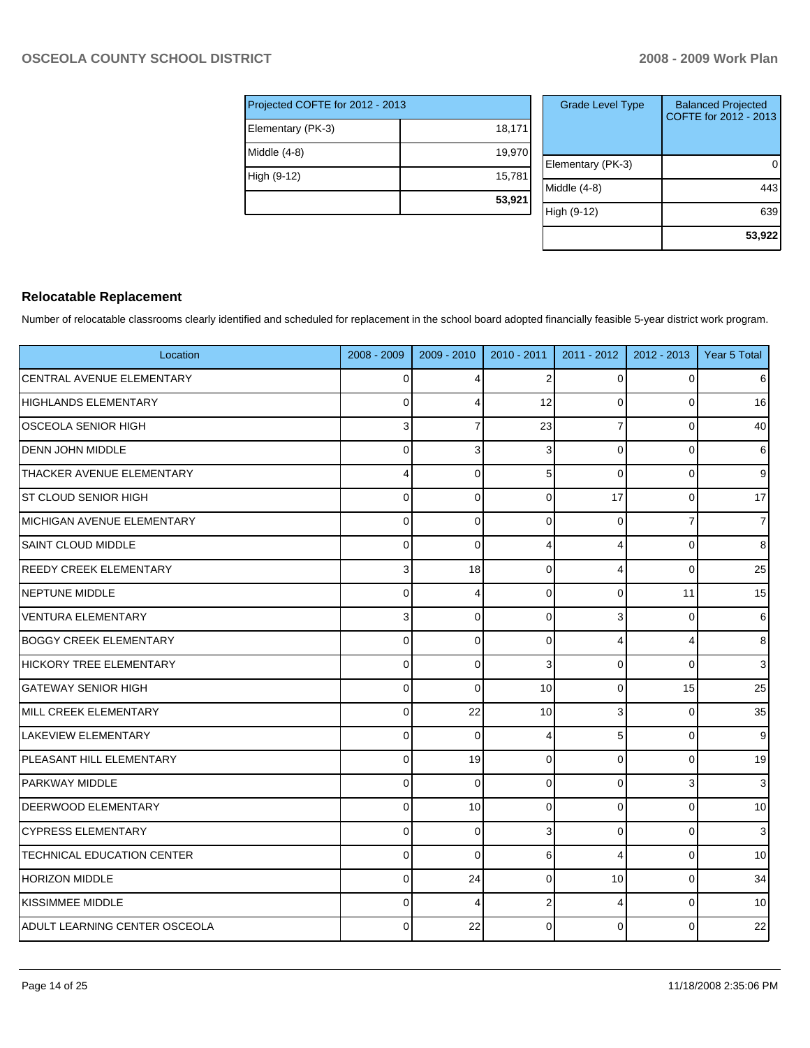| Projected COFTE for 2012 - 2013 | |
|---|---|
| Elementary (PK-3) | 18,171 |
| Middle (4-8) | 19,970 |
| High (9-12) | 15,781 |
| | **53,921** |

| Grade Level Type | Balanced Projected COFTE for 2012 - 2013 |
|---|---|
| Elementary (PK-3) | 0 |
| Middle (4-8) | 443 |
| High (9-12) | 639 |
| | **53,922** |

## Relocatable Replacement

Number of relocatable classrooms clearly identified and scheduled for replacement in the school board adopted financially feasible 5-year district work program.

| Location | 2008 - 2009 | 2009 - 2010 | 2010 - 2011 | 2011 - 2012 | 2012 - 2013 | Year 5 Total |
|---|---|---|---|---|---|---|
| CENTRAL AVENUE ELEMENTARY | 0 | 4 | 2 | 0 | 0 | 6 |
| HIGHLANDS ELEMENTARY | 0 | 4 | 12 | 0 | 0 | 16 |
| OSCEOLA SENIOR HIGH | 3 | 7 | 23 | 7 | 0 | 40 |
| DENN JOHN MIDDLE | 0 | 3 | 3 | 0 | 0 | 6 |
| THACKER AVENUE ELEMENTARY | 4 | 0 | 5 | 0 | 0 | 9 |
| ST CLOUD SENIOR HIGH | 0 | 0 | 0 | 17 | 0 | 17 |
| MICHIGAN AVENUE ELEMENTARY | 0 | 0 | 0 | 0 | 7 | 7 |
| SAINT CLOUD MIDDLE | 0 | 0 | 4 | 4 | 0 | 8 |
| REEDY CREEK ELEMENTARY | 3 | 18 | 0 | 4 | 0 | 25 |
| NEPTUNE MIDDLE | 0 | 4 | 0 | 0 | 11 | 15 |
| VENTURA ELEMENTARY | 3 | 0 | 0 | 3 | 0 | 6 |
| BOGGY CREEK ELEMENTARY | 0 | 0 | 0 | 4 | 4 | 8 |
| HICKORY TREE ELEMENTARY | 0 | 0 | 3 | 0 | 0 | 3 |
| GATEWAY SENIOR HIGH | 0 | 0 | 10 | 0 | 15 | 25 |
| MILL CREEK ELEMENTARY | 0 | 22 | 10 | 3 | 0 | 35 |
| LAKEVIEW ELEMENTARY | 0 | 0 | 4 | 5 | 0 | 9 |
| PLEASANT HILL ELEMENTARY | 0 | 19 | 0 | 0 | 0 | 19 |
| PARKWAY MIDDLE | 0 | 0 | 0 | 0 | 3 | 3 |
| DEERWOOD ELEMENTARY | 0 | 10 | 0 | 0 | 0 | 10 |
| CYPRESS ELEMENTARY | 0 | 0 | 3 | 0 | 0 | 3 |
| TECHNICAL EDUCATION CENTER | 0 | 0 | 6 | 4 | 0 | 10 |
| HORIZON MIDDLE | 0 | 24 | 0 | 10 | 0 | 34 |
| KISSIMMEE MIDDLE | 0 | 4 | 2 | 4 | 0 | 10 |
| ADULT LEARNING CENTER OSCEOLA | 0 | 22 | 0 | 0 | 0 | 22 |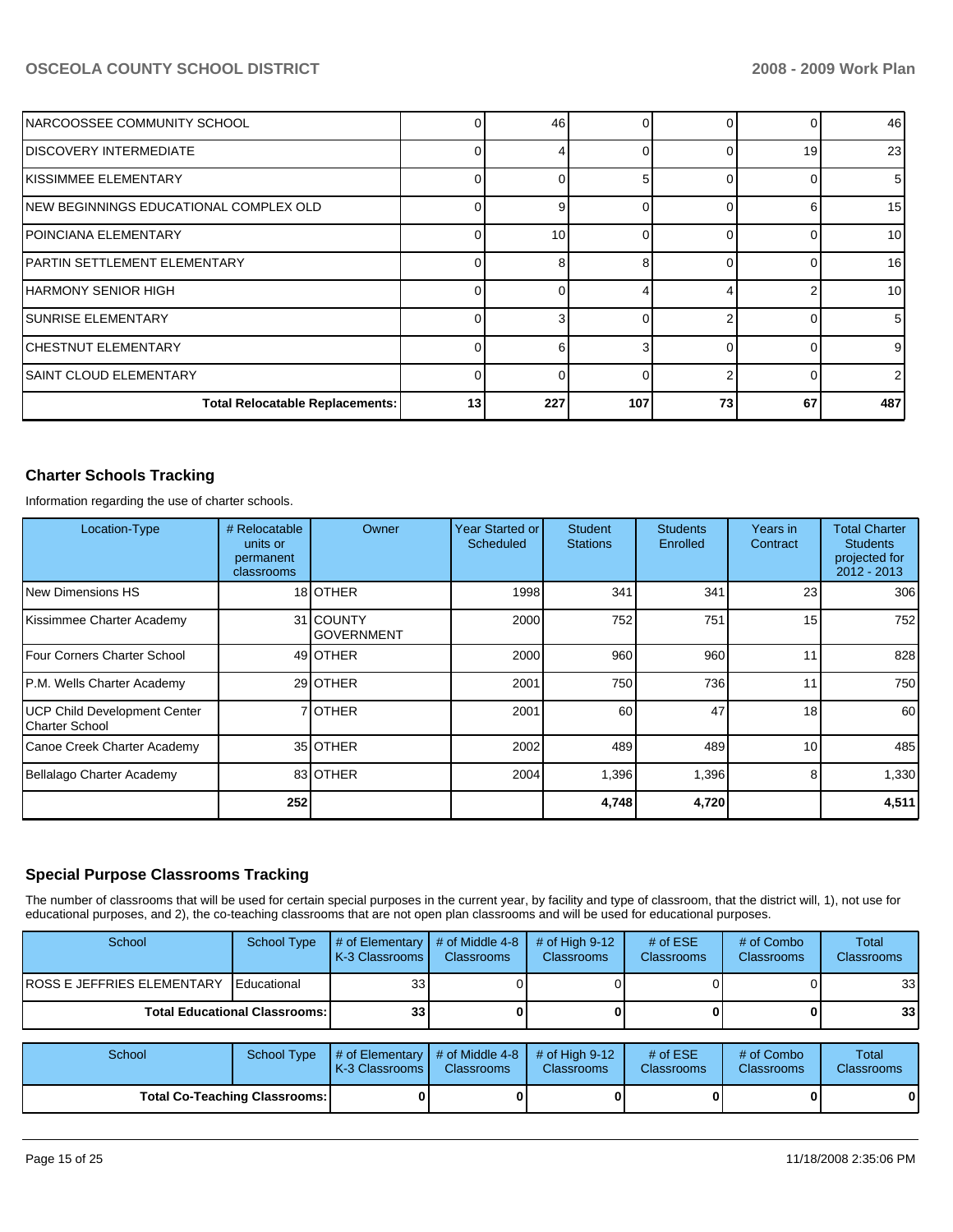| | | | | | | |
|---|---|---|---|---|---|---|
| NARCOOSSEE COMMUNITY SCHOOL | 0 | 46 | 0 | 0 | 0 | 46 |
| DISCOVERY INTERMEDIATE | 0 | 4 | 0 | 0 | 19 | 23 |
| KISSIMMEE ELEMENTARY | 0 | 0 | 5 | 0 | 0 | 5 |
| NEW BEGINNINGS EDUCATIONAL COMPLEX OLD | 0 | 9 | 0 | 0 | 6 | 15 |
| POINCIANA ELEMENTARY | 0 | 10 | 0 | 0 | 0 | 10 |
| PARTIN SETTLEMENT ELEMENTARY | 0 | 8 | 8 | 0 | 0 | 16 |
| HARMONY SENIOR HIGH | 0 | 0 | 4 | 4 | 2 | 10 |
| SUNRISE ELEMENTARY | 0 | 3 | 0 | 2 | 0 | 5 |
| CHESTNUT ELEMENTARY | 0 | 6 | 3 | 0 | 0 | 9 |
| SAINT CLOUD ELEMENTARY | 0 | 0 | 0 | 2 | 0 | 2 |
| **Total Relocatable Replacements:** | **13** | **227** | **107** | **73** | **67** | **487** |

## Charter Schools Tracking

Information regarding the use of charter schools.

| Location-Type | # Relocatable units or permanent classrooms | Owner | Year Started or Scheduled | Student Stations | Students Enrolled | Years in Contract | Total Charter Students projected for 2012 - 2013 |
|---|---|---|---|---|---|---|---|
| New Dimensions HS | 18 | OTHER | 1998 | 341 | 341 | 23 | 306 |
| Kissimmee Charter Academy | 31 | COUNTY GOVERNMENT | 2000 | 752 | 751 | 15 | 752 |
| Four Corners Charter School | 49 | OTHER | 2000 | 960 | 960 | 11 | 828 |
| P.M. Wells Charter Academy | 29 | OTHER | 2001 | 750 | 736 | 11 | 750 |
| UCP Child Development Center Charter School | 7 | OTHER | 2001 | 60 | 47 | 18 | 60 |
| Canoe Creek Charter Academy | 35 | OTHER | 2002 | 489 | 489 | 10 | 485 |
| Bellalago Charter Academy | 83 | OTHER | 2004 | 1,396 | 1,396 | 8 | 1,330 |
| | **252** | | | **4,748** | **4,720** | | **4,511** |

## Special Purpose Classrooms Tracking

The number of classrooms that will be used for certain special purposes in the current year, by facility and type of classroom, that the district will, 1), not use for educational purposes, and 2), the co-teaching classrooms that are not open plan classrooms and will be used for educational purposes.

| School | School Type | # of Elementary K-3 Classrooms | # of Middle 4-8 Classrooms | # of High 9-12 Classrooms | # of ESE Classrooms | # of Combo Classrooms | Total Classrooms |
|---|---|---|---|---|---|---|---|
| ROSS E JEFFRIES ELEMENTARY | Educational | 33 | 0 | 0 | 0 | 0 | 33 |
| **Total Educational Classrooms:** | | **33** | **0** | **0** | **0** | **0** | **33** |

| School | School Type | # of Elementary K-3 Classrooms | # of Middle 4-8 Classrooms | # of High 9-12 Classrooms | # of ESE Classrooms | # of Combo Classrooms | Total Classrooms |
|---|---|---|---|---|---|---|---|
| **Total Co-Teaching Classrooms:** | | **0** | **0** | **0** | **0** | **0** | **0** |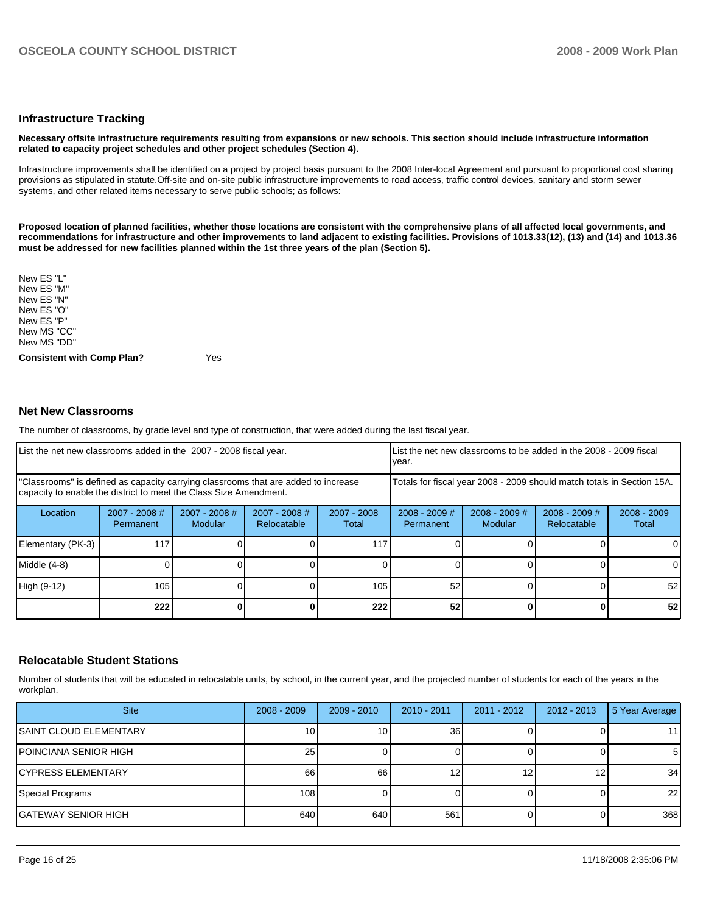## Infrastructure Tracking

**Necessary offsite infrastructure requirements resulting from expansions or new schools. This section should include infrastructure information related to capacity project schedules and other project schedules (Section 4).**

Infrastructure improvements shall be identified on a project by project basis pursuant to the 2008 Inter-local Agreement and pursuant to proportional cost sharing provisions as stipulated in statute.Off-site and on-site public infrastructure improvements to road access, traffic control devices, sanitary and storm sewer systems, and other related items necessary to serve public schools; as follows:

**Proposed location of planned facilities, whether those locations are consistent with the comprehensive plans of all affected local governments, and recommendations for infrastructure and other improvements to land adjacent to existing facilities. Provisions of 1013.33(12), (13) and (14) and 1013.36 must be addressed for new facilities planned within the 1st three years of the plan (Section 5).**

New ES "L"
New ES "M"
New ES "N"
New ES "O"
New ES "P"
New MS "CC"
New MS "DD"

**Consistent with Comp Plan?** Yes

## Net New Classrooms

The number of classrooms, by grade level and type of construction, that were added during the last fiscal year.

| List the net new classrooms added in the 2007 - 2008 fiscal year. | | | | | List the net new classrooms to be added in the 2008 - 2009 fiscal year. | | | |
|---|---|---|---|---|---|---|---|---|
| "Classrooms" is defined as capacity carrying classrooms that are added to increase capacity to enable the district to meet the Class Size Amendment. | | | | | Totals for fiscal year 2008 - 2009 should match totals in Section 15A. | | | |
| Location | 2007 - 2008 # Permanent | 2007 - 2008 # Modular | 2007 - 2008 # Relocatable | 2007 - 2008 Total | 2008 - 2009 # Permanent | 2008 - 2009 # Modular | 2008 - 2009 # Relocatable | 2008 - 2009 Total |
| Elementary (PK-3) | 117 | 0 | 0 | 117 | 0 | 0 | 0 | 0 |
| Middle (4-8) | 0 | 0 | 0 | 0 | 0 | 0 | 0 | 0 |
| High (9-12) | 105 | 0 | 0 | 105 | 52 | 0 | 0 | 52 |
| | **222** | **0** | **0** | **222** | **52** | **0** | **0** | **52** |

## Relocatable Student Stations

Number of students that will be educated in relocatable units, by school, in the current year, and the projected number of students for each of the years in the workplan.

| Site | 2008 - 2009 | 2009 - 2010 | 2010 - 2011 | 2011 - 2012 | 2012 - 2013 | 5 Year Average |
|---|---|---|---|---|---|---|
| SAINT CLOUD ELEMENTARY | 10 | 10 | 36 | 0 | 0 | 11 |
| POINCIANA SENIOR HIGH | 25 | 0 | 0 | 0 | 0 | 5 |
| CYPRESS ELEMENTARY | 66 | 66 | 12 | 12 | 12 | 34 |
| Special Programs | 108 | 0 | 0 | 0 | 0 | 22 |
| GATEWAY SENIOR HIGH | 640 | 640 | 561 | 0 | 0 | 368 |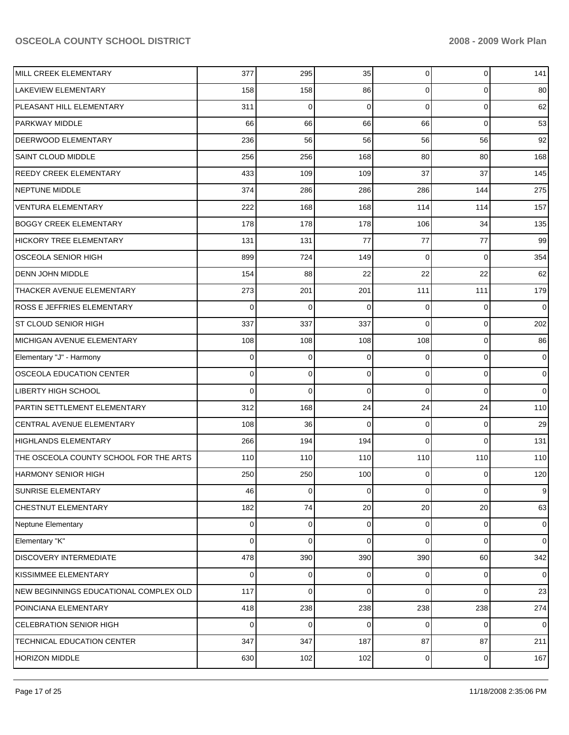| | | | | | | |
|---|---|---|---|---|---|---|
| MILL CREEK ELEMENTARY | 377 | 295 | 35 | 0 | 0 | 141 |
| LAKEVIEW ELEMENTARY | 158 | 158 | 86 | 0 | 0 | 80 |
| PLEASANT HILL ELEMENTARY | 311 | 0 | 0 | 0 | 0 | 62 |
| PARKWAY MIDDLE | 66 | 66 | 66 | 66 | 0 | 53 |
| DEERWOOD ELEMENTARY | 236 | 56 | 56 | 56 | 56 | 92 |
| SAINT CLOUD MIDDLE | 256 | 256 | 168 | 80 | 80 | 168 |
| REEDY CREEK ELEMENTARY | 433 | 109 | 109 | 37 | 37 | 145 |
| NEPTUNE MIDDLE | 374 | 286 | 286 | 286 | 144 | 275 |
| VENTURA ELEMENTARY | 222 | 168 | 168 | 114 | 114 | 157 |
| BOGGY CREEK ELEMENTARY | 178 | 178 | 178 | 106 | 34 | 135 |
| HICKORY TREE ELEMENTARY | 131 | 131 | 77 | 77 | 77 | 99 |
| OSCEOLA SENIOR HIGH | 899 | 724 | 149 | 0 | 0 | 354 |
| DENN JOHN MIDDLE | 154 | 88 | 22 | 22 | 22 | 62 |
| THACKER AVENUE ELEMENTARY | 273 | 201 | 201 | 111 | 111 | 179 |
| ROSS E JEFFRIES ELEMENTARY | 0 | 0 | 0 | 0 | 0 | 0 |
| ST CLOUD SENIOR HIGH | 337 | 337 | 337 | 0 | 0 | 202 |
| MICHIGAN AVENUE ELEMENTARY | 108 | 108 | 108 | 108 | 0 | 86 |
| Elementary "J" - Harmony | 0 | 0 | 0 | 0 | 0 | 0 |
| OSCEOLA EDUCATION CENTER | 0 | 0 | 0 | 0 | 0 | 0 |
| LIBERTY HIGH SCHOOL | 0 | 0 | 0 | 0 | 0 | 0 |
| PARTIN SETTLEMENT ELEMENTARY | 312 | 168 | 24 | 24 | 24 | 110 |
| CENTRAL AVENUE ELEMENTARY | 108 | 36 | 0 | 0 | 0 | 29 |
| HIGHLANDS ELEMENTARY | 266 | 194 | 194 | 0 | 0 | 131 |
| THE OSCEOLA COUNTY SCHOOL FOR THE ARTS | 110 | 110 | 110 | 110 | 110 | 110 |
| HARMONY SENIOR HIGH | 250 | 250 | 100 | 0 | 0 | 120 |
| SUNRISE ELEMENTARY | 46 | 0 | 0 | 0 | 0 | 9 |
| CHESTNUT ELEMENTARY | 182 | 74 | 20 | 20 | 20 | 63 |
| Neptune Elementary | 0 | 0 | 0 | 0 | 0 | 0 |
| Elementary "K" | 0 | 0 | 0 | 0 | 0 | 0 |
| DISCOVERY INTERMEDIATE | 478 | 390 | 390 | 390 | 60 | 342 |
| KISSIMMEE ELEMENTARY | 0 | 0 | 0 | 0 | 0 | 0 |
| NEW BEGINNINGS EDUCATIONAL COMPLEX OLD | 117 | 0 | 0 | 0 | 0 | 23 |
| POINCIANA ELEMENTARY | 418 | 238 | 238 | 238 | 238 | 274 |
| CELEBRATION SENIOR HIGH | 0 | 0 | 0 | 0 | 0 | 0 |
| TECHNICAL EDUCATION CENTER | 347 | 347 | 187 | 87 | 87 | 211 |
| HORIZON MIDDLE | 630 | 102 | 102 | 0 | 0 | 167 |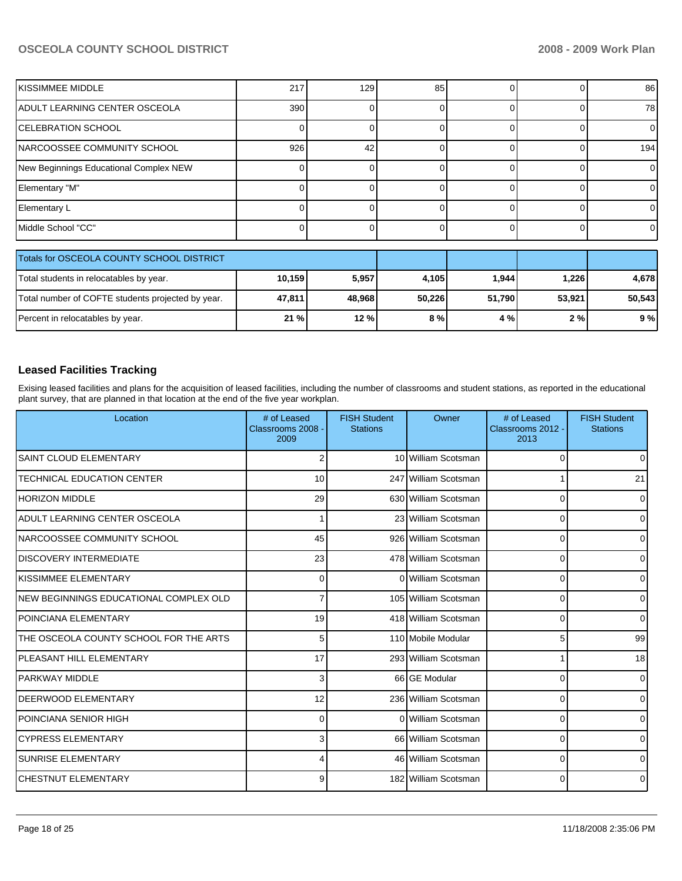| | | | | | | |
|---|---|---|---|---|---|---|
| KISSIMMEE MIDDLE | 217 | 129 | 85 | 0 | 0 | 86 |
| ADULT LEARNING CENTER OSCEOLA | 390 | 0 | 0 | 0 | 0 | 78 |
| CELEBRATION SCHOOL | 0 | 0 | 0 | 0 | 0 | 0 |
| NARCOOSSEE COMMUNITY SCHOOL | 926 | 42 | 0 | 0 | 0 | 194 |
| New Beginnings Educational Complex NEW | 0 | 0 | 0 | 0 | 0 | 0 |
| Elementary "M" | 0 | 0 | 0 | 0 | 0 | 0 |
| Elementary L | 0 | 0 | 0 | 0 | 0 | 0 |
| Middle School "CC" | 0 | 0 | 0 | 0 | 0 | 0 |

| Totals for OSCEOLA COUNTY SCHOOL DISTRICT | | | | | | |
|---|---|---|---|---|---|---|
| Total students in relocatables by year. | **10,159** | **5,957** | **4,105** | **1,944** | **1,226** | **4,678** |
| Total number of COFTE students projected by year. | **47,811** | **48,968** | **50,226** | **51,790** | **53,921** | **50,543** |
| Percent in relocatables by year. | **21 %** | **12 %** | **8 %** | **4 %** | **2 %** | **9 %** |

## Leased Facilities Tracking

Exising leased facilities and plans for the acquisition of leased facilities, including the number of classrooms and student stations, as reported in the educational plant survey, that are planned in that location at the end of the five year workplan.

| Location | # of Leased Classrooms 2008 - 2009 | FISH Student Stations | Owner | # of Leased Classrooms 2012 - 2013 | FISH Student Stations |
|---|---|---|---|---|---|
| SAINT CLOUD ELEMENTARY | 2 | 10 | William Scotsman | 0 | 0 |
| TECHNICAL EDUCATION CENTER | 10 | 247 | William Scotsman | 1 | 21 |
| HORIZON MIDDLE | 29 | 630 | William Scotsman | 0 | 0 |
| ADULT LEARNING CENTER OSCEOLA | 1 | 23 | William Scotsman | 0 | 0 |
| NARCOOSSEE COMMUNITY SCHOOL | 45 | 926 | William Scotsman | 0 | 0 |
| DISCOVERY INTERMEDIATE | 23 | 478 | William Scotsman | 0 | 0 |
| KISSIMMEE ELEMENTARY | 0 | 0 | William Scotsman | 0 | 0 |
| NEW BEGINNINGS EDUCATIONAL COMPLEX OLD | 7 | 105 | William Scotsman | 0 | 0 |
| POINCIANA ELEMENTARY | 19 | 418 | William Scotsman | 0 | 0 |
| THE OSCEOLA COUNTY SCHOOL FOR THE ARTS | 5 | 110 | Mobile Modular | 5 | 99 |
| PLEASANT HILL ELEMENTARY | 17 | 293 | William Scotsman | 1 | 18 |
| PARKWAY MIDDLE | 3 | 66 | GE Modular | 0 | 0 |
| DEERWOOD ELEMENTARY | 12 | 236 | William Scotsman | 0 | 0 |
| POINCIANA SENIOR HIGH | 0 | 0 | William Scotsman | 0 | 0 |
| CYPRESS ELEMENTARY | 3 | 66 | William Scotsman | 0 | 0 |
| SUNRISE ELEMENTARY | 4 | 46 | William Scotsman | 0 | 0 |
| CHESTNUT ELEMENTARY | 9 | 182 | William Scotsman | 0 | 0 |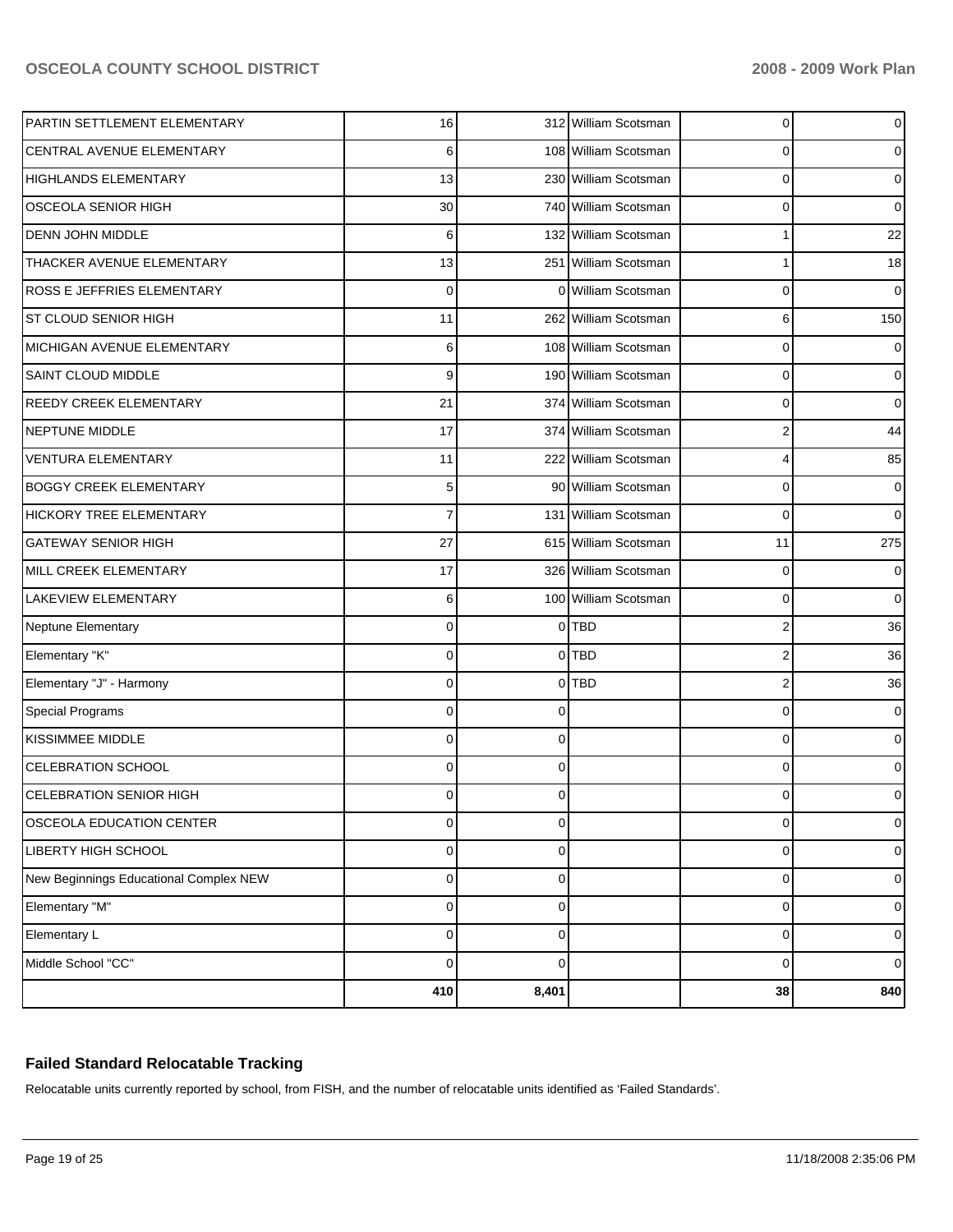| | | | | | |
|---|---|---|---|---|---|
| PARTIN SETTLEMENT ELEMENTARY | 16 | 312 | William Scotsman | 0 | 0 |
| CENTRAL AVENUE ELEMENTARY | 6 | 108 | William Scotsman | 0 | 0 |
| HIGHLANDS ELEMENTARY | 13 | 230 | William Scotsman | 0 | 0 |
| OSCEOLA SENIOR HIGH | 30 | 740 | William Scotsman | 0 | 0 |
| DENN JOHN MIDDLE | 6 | 132 | William Scotsman | 1 | 22 |
| THACKER AVENUE ELEMENTARY | 13 | 251 | William Scotsman | 1 | 18 |
| ROSS E JEFFRIES ELEMENTARY | 0 | 0 | William Scotsman | 0 | 0 |
| ST CLOUD SENIOR HIGH | 11 | 262 | William Scotsman | 6 | 150 |
| MICHIGAN AVENUE ELEMENTARY | 6 | 108 | William Scotsman | 0 | 0 |
| SAINT CLOUD MIDDLE | 9 | 190 | William Scotsman | 0 | 0 |
| REEDY CREEK ELEMENTARY | 21 | 374 | William Scotsman | 0 | 0 |
| NEPTUNE MIDDLE | 17 | 374 | William Scotsman | 2 | 44 |
| VENTURA ELEMENTARY | 11 | 222 | William Scotsman | 4 | 85 |
| BOGGY CREEK ELEMENTARY | 5 | 90 | William Scotsman | 0 | 0 |
| HICKORY TREE ELEMENTARY | 7 | 131 | William Scotsman | 0 | 0 |
| GATEWAY SENIOR HIGH | 27 | 615 | William Scotsman | 11 | 275 |
| MILL CREEK ELEMENTARY | 17 | 326 | William Scotsman | 0 | 0 |
| LAKEVIEW ELEMENTARY | 6 | 100 | William Scotsman | 0 | 0 |
| Neptune Elementary | 0 | 0 | TBD | 2 | 36 |
| Elementary "K" | 0 | 0 | TBD | 2 | 36 |
| Elementary "J" - Harmony | 0 | 0 | TBD | 2 | 36 |
| Special Programs | 0 | 0 | | 0 | 0 |
| KISSIMMEE MIDDLE | 0 | 0 | | 0 | 0 |
| CELEBRATION SCHOOL | 0 | 0 | | 0 | 0 |
| CELEBRATION SENIOR HIGH | 0 | 0 | | 0 | 0 |
| OSCEOLA EDUCATION CENTER | 0 | 0 | | 0 | 0 |
| LIBERTY HIGH SCHOOL | 0 | 0 | | 0 | 0 |
| New Beginnings Educational Complex NEW | 0 | 0 | | 0 | 0 |
| Elementary "M" | 0 | 0 | | 0 | 0 |
| Elementary L | 0 | 0 | | 0 | 0 |
| Middle School "CC" | 0 | 0 | | 0 | 0 |
| | **410** | **8,401** | | **38** | **840** |

## Failed Standard Relocatable Tracking

Relocatable units currently reported by school, from FISH, and the number of relocatable units identified as 'Failed Standards'.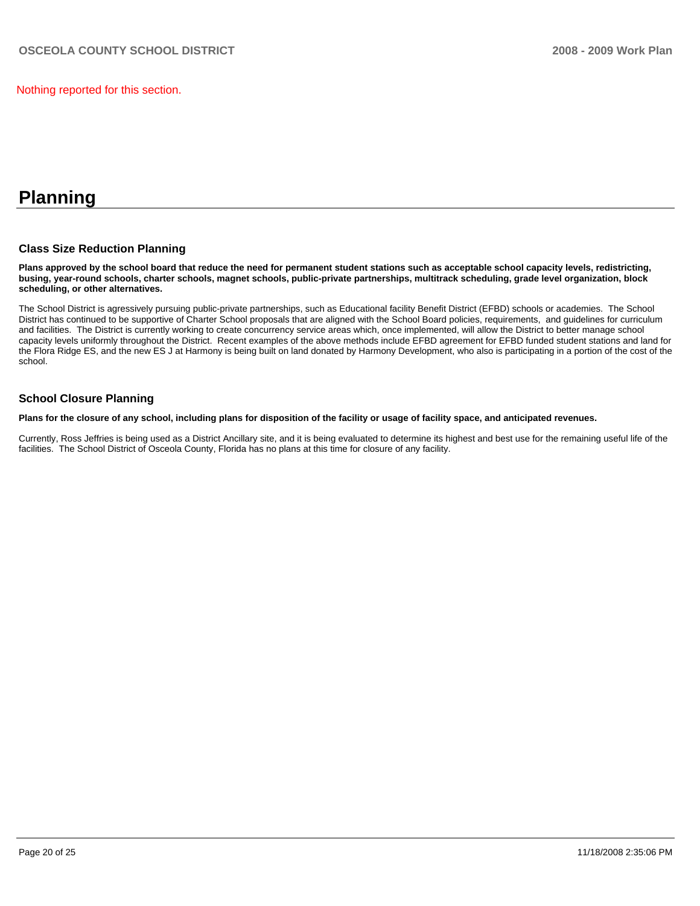Nothing reported for this section.

# Planning

## Class Size Reduction Planning

**Plans approved by the school board that reduce the need for permanent student stations such as acceptable school capacity levels, redistricting, busing, year-round schools, charter schools, magnet schools, public-private partnerships, multitrack scheduling, grade level organization, block scheduling, or other alternatives.**

The School District is agressively pursuing public-private partnerships, such as Educational facility Benefit District (EFBD) schools or academies.  The School District has continued to be supportive of Charter School proposals that are aligned with the School Board policies, requirements,  and guidelines for curriculum and facilities.  The District is currently working to create concurrency service areas which, once implemented, will allow the District to better manage school capacity levels uniformly throughout the District.  Recent examples of the above methods include EFBD agreement for EFBD funded student stations and land for the Flora Ridge ES, and the new ES J at Harmony is being built on land donated by Harmony Development, who also is participating in a portion of the cost of the school.

## School Closure Planning

**Plans for the closure of any school, including plans for disposition of the facility or usage of facility space, and anticipated revenues.**

Currently, Ross Jeffries is being used as a District Ancillary site, and it is being evaluated to determine its highest and best use for the remaining useful life of the facilities.  The School District of Osceola County, Florida has no plans at this time for closure of any facility.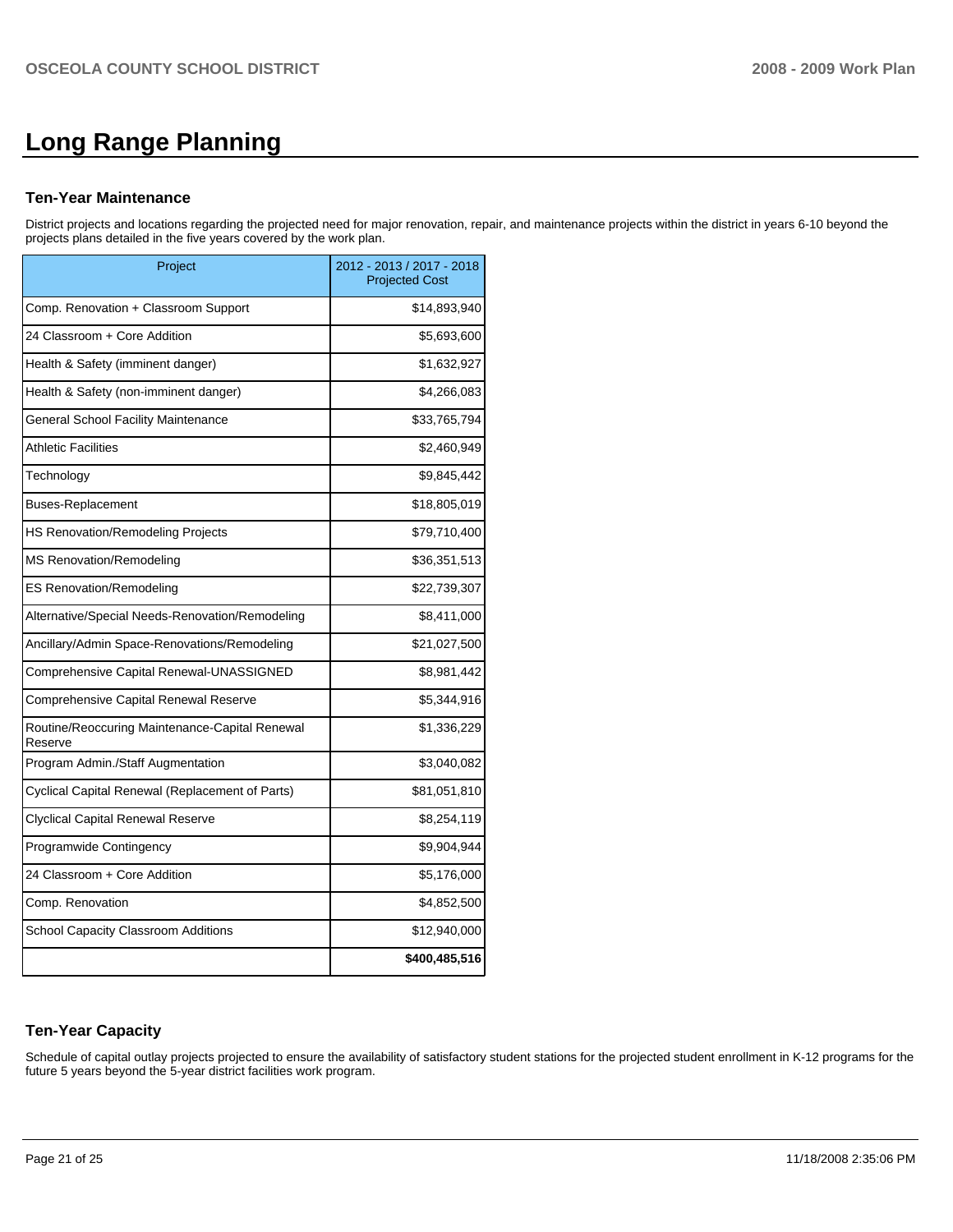# Long Range Planning

### Ten-Year Maintenance

District projects and locations regarding the projected need for major renovation, repair, and maintenance projects within the district in years 6-10 beyond the projects plans detailed in the five years covered by the work plan.

| Project | 2012 - 2013 / 2017 - 2018 Projected Cost |
|---|---|
| Comp. Renovation + Classroom Support | $14,893,940 |
| 24 Classroom + Core Addition | $5,693,600 |
| Health & Safety (imminent danger) | $1,632,927 |
| Health & Safety (non-imminent danger) | $4,266,083 |
| General School Facility Maintenance | $33,765,794 |
| Athletic Facilities | $2,460,949 |
| Technology | $9,845,442 |
| Buses-Replacement | $18,805,019 |
| HS Renovation/Remodeling Projects | $79,710,400 |
| MS Renovation/Remodeling | $36,351,513 |
| ES Renovation/Remodeling | $22,739,307 |
| Alternative/Special Needs-Renovation/Remodeling | $8,411,000 |
| Ancillary/Admin Space-Renovations/Remodeling | $21,027,500 |
| Comprehensive Capital Renewal-UNASSIGNED | $8,981,442 |
| Comprehensive Capital Renewal Reserve | $5,344,916 |
| Routine/Reoccuring Maintenance-Capital Renewal Reserve | $1,336,229 |
| Program Admin./Staff Augmentation | $3,040,082 |
| Cyclical Capital Renewal (Replacement of Parts) | $81,051,810 |
| Clyclical Capital Renewal Reserve | $8,254,119 |
| Programwide Contingency | $9,904,944 |
| 24 Classroom + Core Addition | $5,176,000 |
| Comp. Renovation | $4,852,500 |
| School Capacity Classroom Additions | $12,940,000 |
| | **$400,485,516** |

### Ten-Year Capacity

Schedule of capital outlay projects projected to ensure the availability of satisfactory student stations for the projected student enrollment in K-12 programs for the future 5 years beyond the 5-year district facilities work program.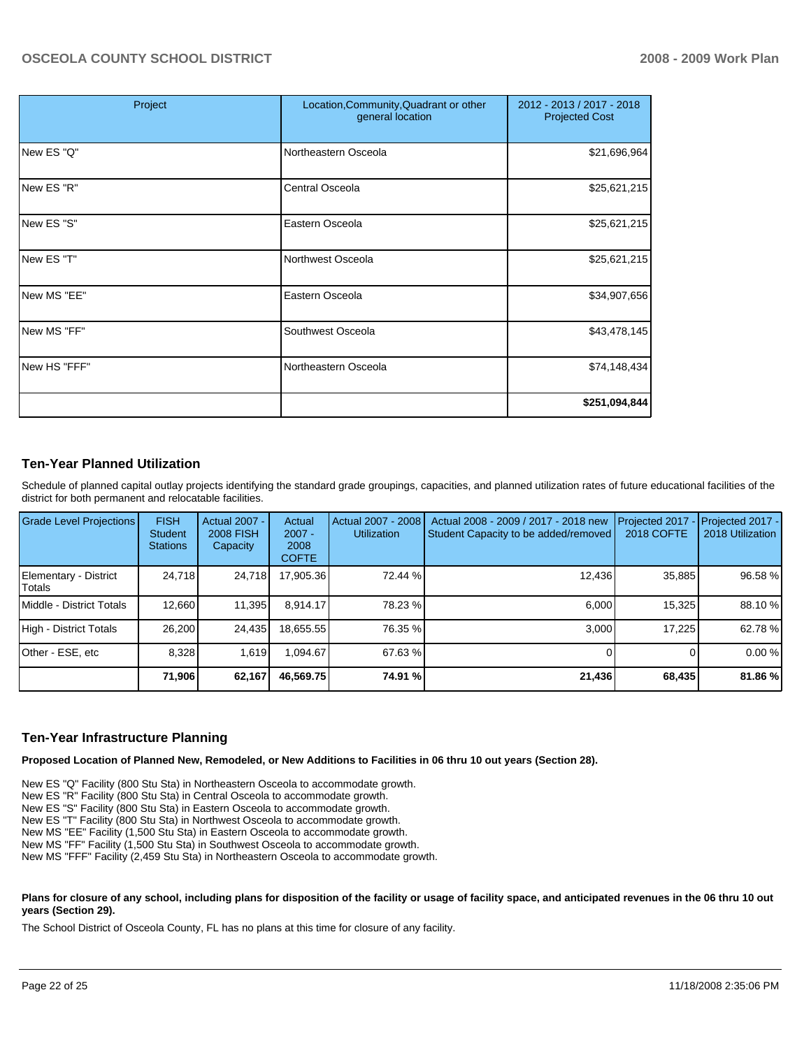| Project | Location,Community,Quadrant or other general location | 2012 - 2013 / 2017 - 2018 Projected Cost |
|---|---|---|
| New ES "Q" | Northeastern Osceola | $21,696,964 |
| New ES "R" | Central Osceola | $25,621,215 |
| New ES "S" | Eastern Osceola | $25,621,215 |
| New ES "T" | Northwest Osceola | $25,621,215 |
| New MS "EE" | Eastern Osceola | $34,907,656 |
| New MS "FF" | Southwest Osceola | $43,478,145 |
| New HS "FFF" | Northeastern Osceola | $74,148,434 |
| | | **$251,094,844** |

## Ten-Year Planned Utilization

Schedule of planned capital outlay projects identifying the standard grade groupings, capacities, and planned utilization rates of future educational facilities of the district for both permanent and relocatable facilities.

| Grade Level Projections | FISH Student Stations | Actual 2007 - 2008 FISH Capacity | Actual 2007 - 2008 COFTE | Actual 2007 - 2008 Utilization | Actual 2008 - 2009 / 2017 - 2018 new Student Capacity to be added/removed | Projected 2017 - 2018 COFTE | Projected 2017 - 2018 Utilization |
|---|---|---|---|---|---|---|---|
| Elementary - District Totals | 24,718 | 24,718 | 17,905.36 | 72.44 % | 12,436 | 35,885 | 96.58 % |
| Middle - District Totals | 12,660 | 11,395 | 8,914.17 | 78.23 % | 6,000 | 15,325 | 88.10 % |
| High - District Totals | 26,200 | 24,435 | 18,655.55 | 76.35 % | 3,000 | 17,225 | 62.78 % |
| Other - ESE, etc | 8,328 | 1,619 | 1,094.67 | 67.63 % | 0 | 0 | 0.00 % |
| | **71,906** | **62,167** | **46,569.75** | **74.91 %** | **21,436** | **68,435** | **81.86 %** |

## Ten-Year Infrastructure Planning

**Proposed Location of Planned New, Remodeled, or New Additions to Facilities in 06 thru 10 out years (Section 28).**

New ES "Q" Facility (800 Stu Sta) in Northeastern Osceola to accommodate growth.
New ES "R" Facility (800 Stu Sta) in Central Osceola to accommodate growth.
New ES "S" Facility (800 Stu Sta) in Eastern Osceola to accommodate growth.
New ES "T" Facility (800 Stu Sta) in Northwest Osceola to accommodate growth.
New MS "EE" Facility (1,500 Stu Sta) in Eastern Osceola to accommodate growth.
New MS "FF" Facility (1,500 Stu Sta) in Southwest Osceola to accommodate growth.
New MS "FFF" Facility (2,459 Stu Sta) in Northeastern Osceola to accommodate growth.

**Plans for closure of any school, including plans for disposition of the facility or usage of facility space, and anticipated revenues in the 06 thru 10 out years (Section 29).**

The School District of Osceola County, FL has no plans at this time for closure of any facility.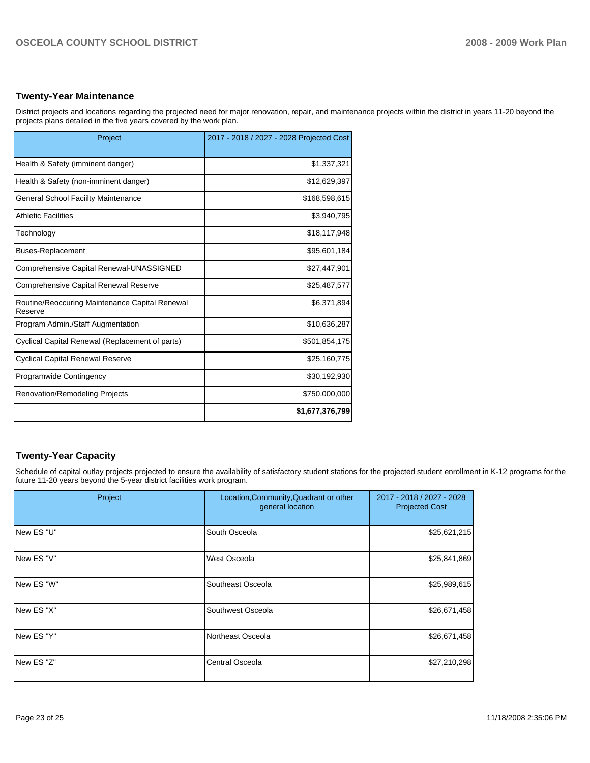## Twenty-Year Maintenance

District projects and locations regarding the projected need for major renovation, repair, and maintenance projects within the district in years 11-20 beyond the projects plans detailed in the five years covered by the work plan.

| Project | 2017 - 2018 / 2027 - 2028 Projected Cost |
|---|---|
| Health & Safety (imminent danger) | $1,337,321 |
| Health & Safety (non-imminent danger) | $12,629,397 |
| General School Faciilty Maintenance | $168,598,615 |
| Athletic Facilities | $3,940,795 |
| Technology | $18,117,948 |
| Buses-Replacement | $95,601,184 |
| Comprehensive Capital Renewal-UNASSIGNED | $27,447,901 |
| Comprehensive Capital Renewal Reserve | $25,487,577 |
| Routine/Reoccuring Maintenance Capital Renewal Reserve | $6,371,894 |
| Program Admin./Staff Augmentation | $10,636,287 |
| Cyclical Capital Renewal (Replacement of parts) | $501,854,175 |
| Cyclical Capital Renewal Reserve | $25,160,775 |
| Programwide Contingency | $30,192,930 |
| Renovation/Remodeling Projects | $750,000,000 |
| | **$1,677,376,799** |

## Twenty-Year Capacity

Schedule of capital outlay projects projected to ensure the availability of satisfactory student stations for the projected student enrollment in K-12 programs for the future 11-20 years beyond the 5-year district facilities work program.

| Project | Location,Community,Quadrant or other general location | 2017 - 2018 / 2027 - 2028 Projected Cost |
|---|---|---|
| New ES "U" | South Osceola | $25,621,215 |
| New ES "V" | West Osceola | $25,841,869 |
| New ES "W" | Southeast Osceola | $25,989,615 |
| New ES "X" | Southwest Osceola | $26,671,458 |
| New ES "Y" | Northeast Osceola | $26,671,458 |
| New ES "Z" | Central Osceola | $27,210,298 |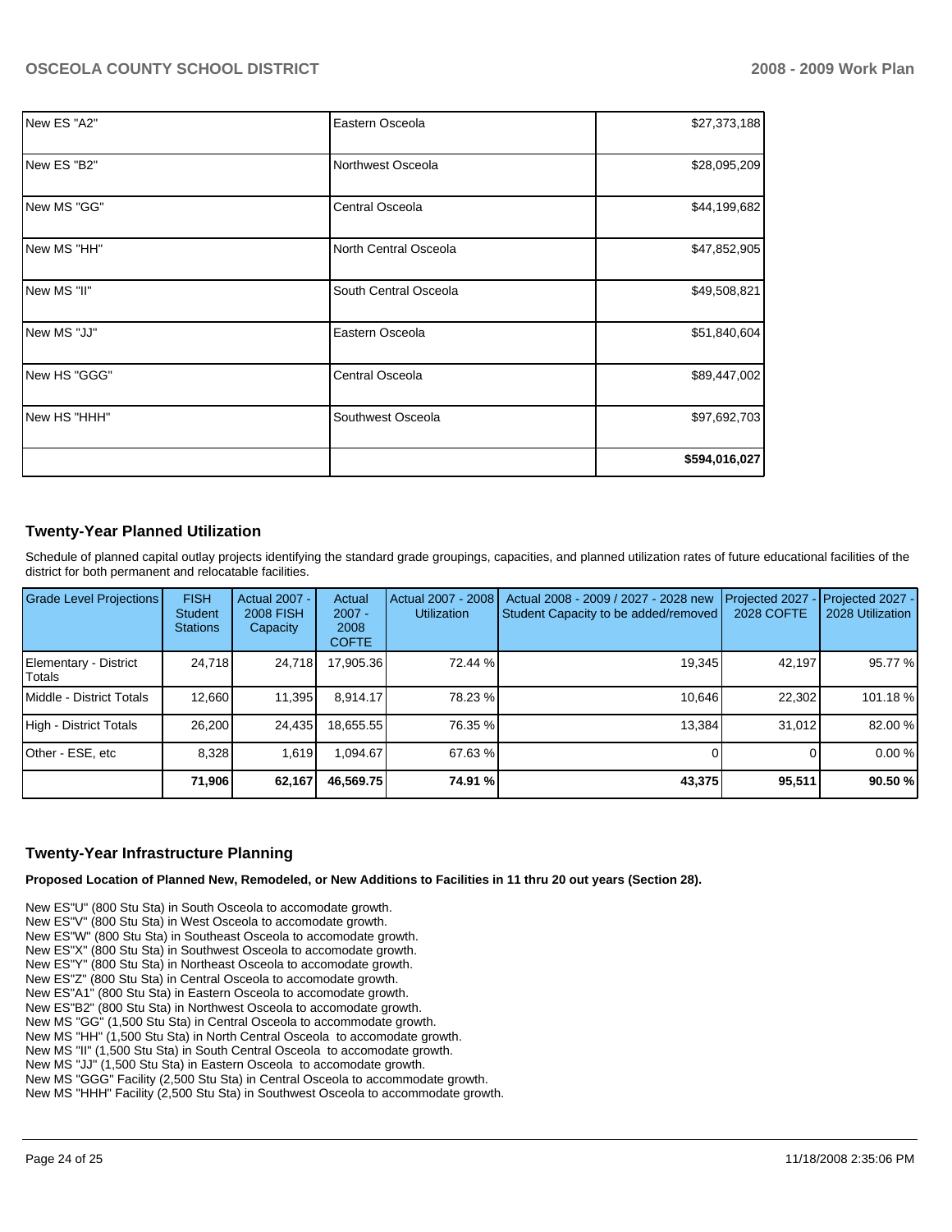| | | |
|---|---|---|
| New ES "A2" | Eastern Osceola | $27,373,188 |
| New ES "B2" | Northwest Osceola | $28,095,209 |
| New MS "GG" | Central Osceola | $44,199,682 |
| New MS "HH" | North Central Osceola | $47,852,905 |
| New MS "II" | South Central Osceola | $49,508,821 |
| New MS "JJ" | Eastern Osceola | $51,840,604 |
| New HS "GGG" | Central Osceola | $89,447,002 |
| New HS "HHH" | Southwest Osceola | $97,692,703 |
| | | **$594,016,027** |

## Twenty-Year Planned Utilization

Schedule of planned capital outlay projects identifying the standard grade groupings, capacities, and planned utilization rates of future educational facilities of the district for both permanent and relocatable facilities.

| Grade Level Projections | FISH Student Stations | Actual 2007 - 2008 FISH Capacity | Actual 2007 - 2008 COFTE | Actual 2007 - 2008 Utilization | Actual 2008 - 2009 / 2027 - 2028 new Student Capacity to be added/removed | Projected 2027 - 2028 COFTE | Projected 2027 - 2028 Utilization |
|---|---|---|---|---|---|---|---|
| Elementary - District Totals | 24,718 | 24,718 | 17,905.36 | 72.44 % | 19,345 | 42,197 | 95.77 % |
| Middle - District Totals | 12,660 | 11,395 | 8,914.17 | 78.23 % | 10,646 | 22,302 | 101.18 % |
| High - District Totals | 26,200 | 24,435 | 18,655.55 | 76.35 % | 13,384 | 31,012 | 82.00 % |
| Other - ESE, etc | 8,328 | 1,619 | 1,094.67 | 67.63 % | 0 | 0 | 0.00 % |
| | **71,906** | **62,167** | **46,569.75** | **74.91 %** | **43,375** | **95,511** | **90.50 %** |

## Twenty-Year Infrastructure Planning

**Proposed Location of Planned New, Remodeled, or New Additions to Facilities in 11 thru 20 out years (Section 28).**

New ES"U" (800 Stu Sta) in South Osceola to accomodate growth.
New ES"V" (800 Stu Sta) in West Osceola to accomodate growth.
New ES"W" (800 Stu Sta) in Southeast Osceola to accomodate growth.
New ES"X" (800 Stu Sta) in Southwest Osceola to accomodate growth.
New ES"Y" (800 Stu Sta) in Northeast Osceola to accomodate growth.
New ES"Z" (800 Stu Sta) in Central Osceola to accomodate growth.
New ES"A1" (800 Stu Sta) in Eastern Osceola to accomodate growth.
New ES"B2" (800 Stu Sta) in Northwest Osceola to accomodate growth.
New MS "GG" (1,500 Stu Sta) in Central Osceola to accommodate growth.
New MS "HH" (1,500 Stu Sta) in North Central Osceola to accommodate growth.
New MS "II" (1,500 Stu Sta) in South Central Osceola to accomodate growth.
New MS "JJ" (1,500 Stu Sta) in Eastern Osceola to accomodate growth.
New MS "GGG" Facility (2,500 Stu Sta) in Central Osceola to accommodate growth.
New MS "HHH" Facility (2,500 Stu Sta) in Southwest Osceola to accommodate growth.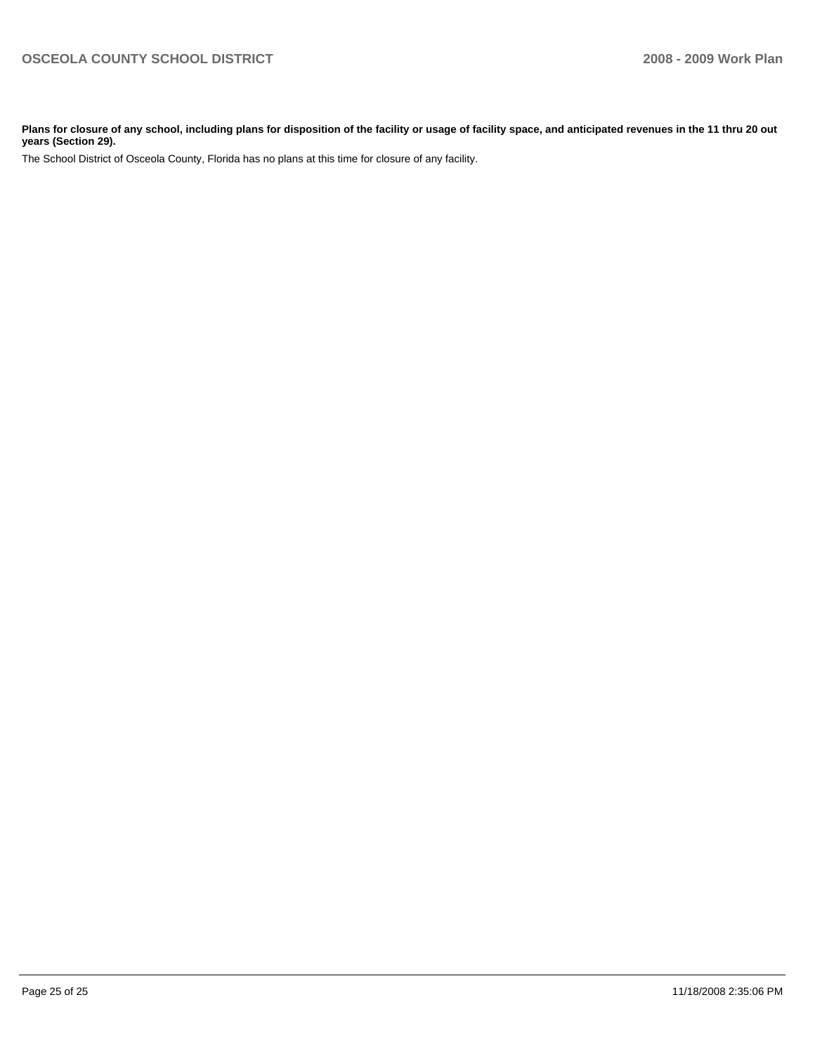**Plans for closure of any school, including plans for disposition of the facility or usage of facility space, and anticipated revenues in the 11 thru 20 out years (Section 29).**

The School District of Osceola County, Florida has no plans at this time for closure of any facility.